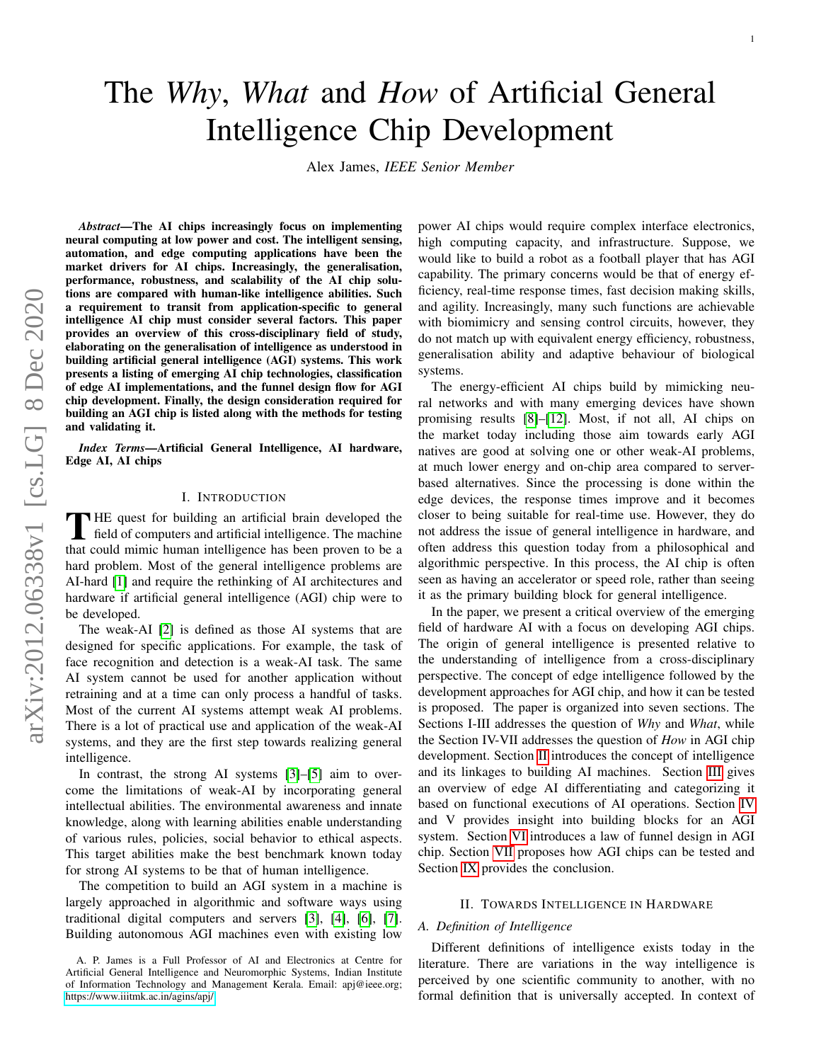# The *Why*, *What* and *How* of Artificial General Intelligence Chip Development

Alex James, *IEEE Senior Member*

***Abstract*—The AI chips increasingly focus on implementing neural computing at low power and cost. The intelligent sensing, automation, and edge computing applications have been the market drivers for AI chips. Increasingly, the generalisation, performance, robustness, and scalability of the AI chip solutions are compared with human-like intelligence abilities. Such a requirement to transit from application-specific to general intelligence AI chip must consider several factors. This paper provides an overview of this cross-disciplinary field of study, elaborating on the generalisation of intelligence as understood in building artificial general intelligence (AGI) systems. This work presents a listing of emerging AI chip technologies, classification of edge AI implementations, and the funnel design flow for AGI chip development. Finally, the design consideration required for building an AGI chip is listed along with the methods for testing and validating it.**

***Index Terms*—Artificial General Intelligence, AI hardware, Edge AI, AI chips**

## I. Introduction

The quest for building an artificial brain developed the field of computers and artificial intelligence. The machine that could mimic human intelligence has been proven to be a hard problem. Most of the general intelligence problems are AI-hard [1] and require the rethinking of AI architectures and hardware if artificial general intelligence (AGI) chip were to be developed.

The weak-AI [2] is defined as those AI systems that are designed for specific applications. For example, the task of face recognition and detection is a weak-AI task. The same AI system cannot be used for another application without retraining and at a time can only process a handful of tasks. Most of the current AI systems attempt weak AI problems. There is a lot of practical use and application of the weak-AI systems, and they are the first step towards realizing general intelligence.

In contrast, the strong AI systems [3]–[5] aim to overcome the limitations of weak-AI by incorporating general intellectual abilities. The environmental awareness and innate knowledge, along with learning abilities enable understanding of various rules, policies, social behavior to ethical aspects. This target abilities make the best benchmark known today for strong AI systems to be that of human intelligence.

The competition to build an AGI system in a machine is largely approached in algorithmic and software ways using traditional digital computers and servers [3], [4], [6], [7]. Building autonomous AGI machines even with existing low power AI chips would require complex interface electronics, high computing capacity, and infrastructure. Suppose, we would like to build a robot as a football player that has AGI capability. The primary concerns would be that of energy efficiency, real-time response times, fast decision making skills, and agility. Increasingly, many such functions are achievable with biomimicry and sensing control circuits, however, they do not match up with equivalent energy efficiency, robustness, generalisation ability and adaptive behaviour of biological systems.

The energy-efficient AI chips build by mimicking neural networks and with many emerging devices have shown promising results [8]–[12]. Most, if not all, AI chips on the market today including those aim towards early AGI natives are good at solving one or other weak-AI problems, at much lower energy and on-chip area compared to server-based alternatives. Since the processing is done within the edge devices, the response times improve and it becomes closer to being suitable for real-time use. However, they do not address the issue of general intelligence in hardware, and often address this question today from a philosophical and algorithmic perspective. In this process, the AI chip is often seen as having an accelerator or speed role, rather than seeing it as the primary building block for general intelligence.

In the paper, we present a critical overview of the emerging field of hardware AI with a focus on developing AGI chips. The origin of general intelligence is presented relative to the understanding of intelligence from a cross-disciplinary perspective. The concept of edge intelligence followed by the development approaches for AGI chip, and how it can be tested is proposed. The paper is organized into seven sections. The Sections I-III addresses the question of *Why* and *What*, while the Section IV-VII addresses the question of *How* in AGI chip development. Section II introduces the concept of intelligence and its linkages to building AI machines. Section III gives an overview of edge AI differentiating and categorizing it based on functional executions of AI operations. Section IV and V provides insight into building blocks for an AGI system. Section VI introduces a law of funnel design in AGI chip. Section VII proposes how AGI chips can be tested and Section IX provides the conclusion.

## II. Towards Intelligence in Hardware

### A. Definition of Intelligence

Different definitions of intelligence exists today in the literature. There are variations in the way intelligence is perceived by one scientific community to another, with no formal definition that is universally accepted. In context of

A. P. James is a Full Professor of AI and Electronics at Centre for Artificial General Intelligence and Neuromorphic Systems, Indian Institute of Information Technology and Management Kerala. Email: apj@ieee.org; https://www.iiitmk.ac.in/agins/apj/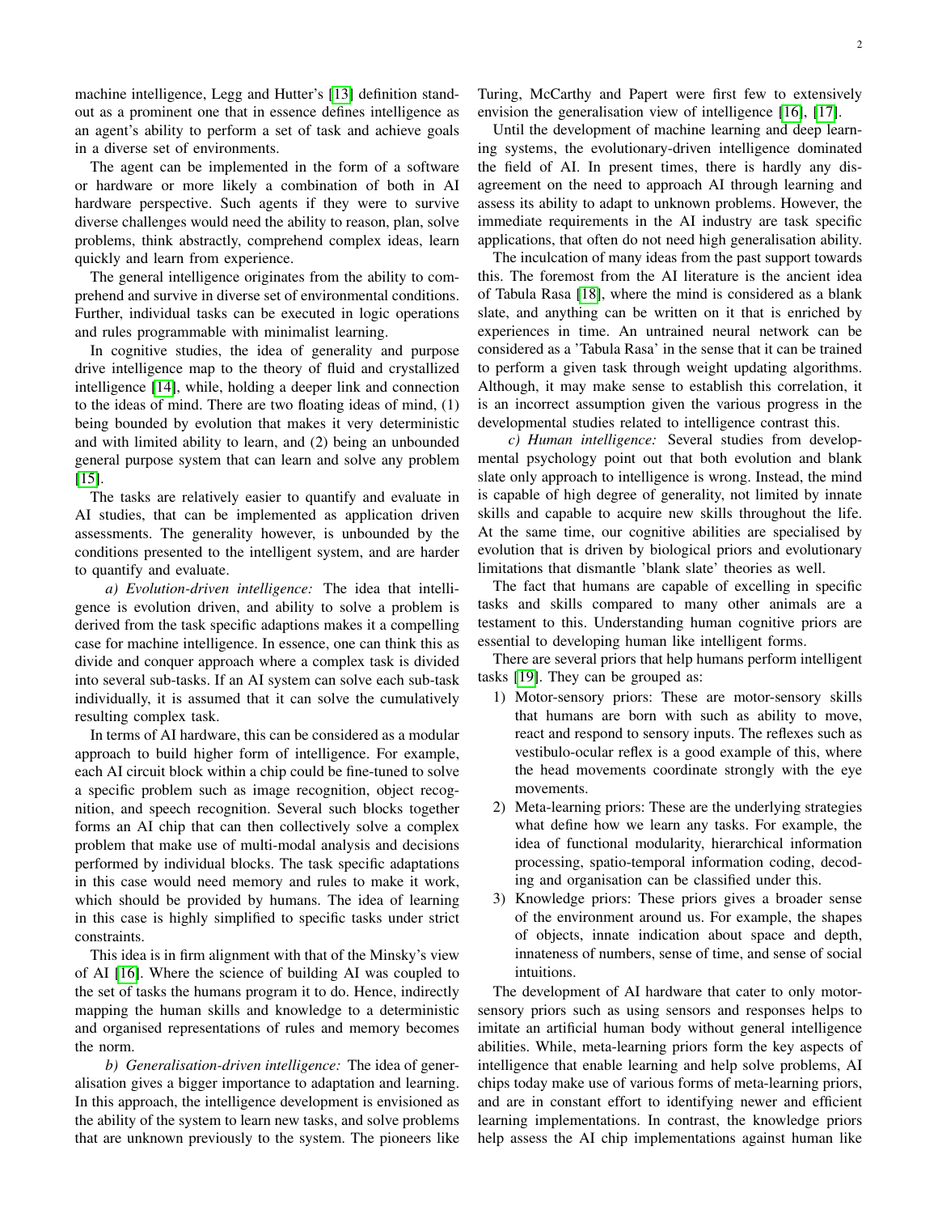machine intelligence, Legg and Hutter's [13] definition standout as a prominent one that in essence defines intelligence as an agent's ability to perform a set of task and achieve goals in a diverse set of environments.

The agent can be implemented in the form of a software or hardware or more likely a combination of both in AI hardware perspective. Such agents if they were to survive diverse challenges would need the ability to reason, plan, solve problems, think abstractly, comprehend complex ideas, learn quickly and learn from experience.

The general intelligence originates from the ability to comprehend and survive in diverse set of environmental conditions. Further, individual tasks can be executed in logic operations and rules programmable with minimalist learning.

In cognitive studies, the idea of generality and purpose drive intelligence map to the theory of fluid and crystallized intelligence [14], while, holding a deeper link and connection to the ideas of mind. There are two floating ideas of mind, (1) being bounded by evolution that makes it very deterministic and with limited ability to learn, and (2) being an unbounded general purpose system that can learn and solve any problem [15].

The tasks are relatively easier to quantify and evaluate in AI studies, that can be implemented as application driven assessments. The generality however, is unbounded by the conditions presented to the intelligent system, and are harder to quantify and evaluate.

*a) Evolution-driven intelligence:* The idea that intelligence is evolution driven, and ability to solve a problem is derived from the task specific adaptions makes it a compelling case for machine intelligence. In essence, one can think this as divide and conquer approach where a complex task is divided into several sub-tasks. If an AI system can solve each sub-task individually, it is assumed that it can solve the cumulatively resulting complex task.

In terms of AI hardware, this can be considered as a modular approach to build higher form of intelligence. For example, each AI circuit block within a chip could be fine-tuned to solve a specific problem such as image recognition, object recognition, and speech recognition. Several such blocks together forms an AI chip that can then collectively solve a complex problem that make use of multi-modal analysis and decisions performed by individual blocks. The task specific adaptations in this case would need memory and rules to make it work, which should be provided by humans. The idea of learning in this case is highly simplified to specific tasks under strict constraints.

This idea is in firm alignment with that of the Minsky's view of AI [16]. Where the science of building AI was coupled to the set of tasks the humans program it to do. Hence, indirectly mapping the human skills and knowledge to a deterministic and organised representations of rules and memory becomes the norm.

*b) Generalisation-driven intelligence:* The idea of generalisation gives a bigger importance to adaptation and learning. In this approach, the intelligence development is envisioned as the ability of the system to learn new tasks, and solve problems that are unknown previously to the system. The pioneers like Turing, McCarthy and Papert were first few to extensively envision the generalisation view of intelligence [16], [17].

Until the development of machine learning and deep learning systems, the evolutionary-driven intelligence dominated the field of AI. In present times, there is hardly any disagreement on the need to approach AI through learning and assess its ability to adapt to unknown problems. However, the immediate requirements in the AI industry are task specific applications, that often do not need high generalisation ability.

The inculcation of many ideas from the past support towards this. The foremost from the AI literature is the ancient idea of Tabula Rasa [18], where the mind is considered as a blank slate, and anything can be written on it that is enriched by experiences in time. An untrained neural network can be considered as a 'Tabula Rasa' in the sense that it can be trained to perform a given task through weight updating algorithms. Although, it may make sense to establish this correlation, it is an incorrect assumption given the various progress in the developmental studies related to intelligence contrast this.

*c) Human intelligence:* Several studies from developmental psychology point out that both evolution and blank slate only approach to intelligence is wrong. Instead, the mind is capable of high degree of generality, not limited by innate skills and capable to acquire new skills throughout the life. At the same time, our cognitive abilities are specialised by evolution that is driven by biological priors and evolutionary limitations that dismantle 'blank slate' theories as well.

The fact that humans are capable of excelling in specific tasks and skills compared to many other animals are a testament to this. Understanding human cognitive priors are essential to developing human like intelligent forms.

There are several priors that help humans perform intelligent tasks [19]. They can be grouped as:

1) Motor-sensory priors: These are motor-sensory skills that humans are born with such as ability to move, react and respond to sensory inputs. The reflexes such as vestibulo-ocular reflex is a good example of this, where the head movements coordinate strongly with the eye movements.
2) Meta-learning priors: These are the underlying strategies what define how we learn any tasks. For example, the idea of functional modularity, hierarchical information processing, spatio-temporal information coding, decoding and organisation can be classified under this.
3) Knowledge priors: These priors gives a broader sense of the environment around us. For example, the shapes of objects, innate indication about space and depth, innateness of numbers, sense of time, and sense of social intuitions.

The development of AI hardware that cater to only motor-sensory priors such as using sensors and responses helps to imitate an artificial human body without general intelligence abilities. While, meta-learning priors form the key aspects of intelligence that enable learning and help solve problems, AI chips today make use of various forms of meta-learning priors, and are in constant effort to identifying newer and efficient learning implementations. In contrast, the knowledge priors help assess the AI chip implementations against human like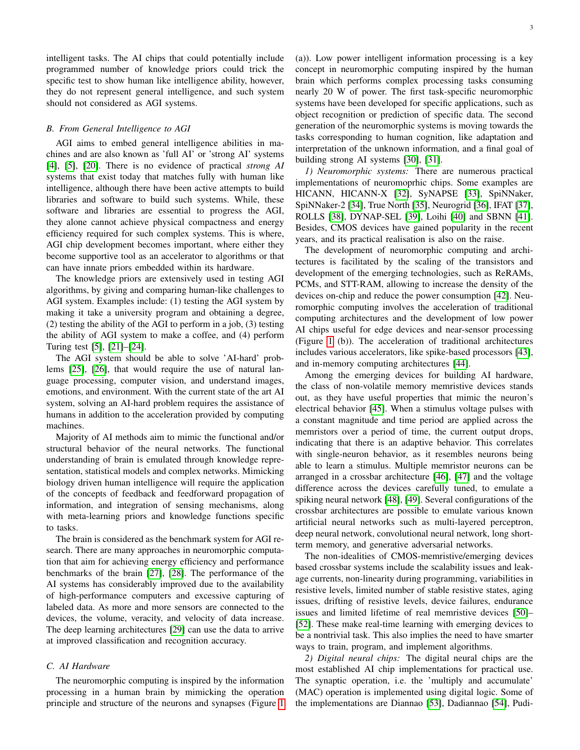intelligent tasks. The AI chips that could potentially include programmed number of knowledge priors could trick the specific test to show human like intelligence ability, however, they do not represent general intelligence, and such system should not considered as AGI systems.

### B. From General Intelligence to AGI

AGI aims to embed general intelligence abilities in machines and are also known as 'full AI' or 'strong AI' systems [4], [5], [20]. There is no evidence of practical *strong AI* systems that exist today that matches fully with human like intelligence, although there have been active attempts to build libraries and software to build such systems. While, these software and libraries are essential to progress the AGI, they alone cannot achieve physical compactness and energy efficiency required for such complex systems. This is where, AGI chip development becomes important, where either they become supportive tool as an accelerator to algorithms or that can have innate priors embedded within its hardware.

The knowledge priors are extensively used in testing AGI algorithms, by giving and comparing human-like challenges to AGI system. Examples include: (1) testing the AGI system by making it take a university program and obtaining a degree, (2) testing the ability of the AGI to perform in a job, (3) testing the ability of AGI system to make a coffee, and (4) perform Turing test [5], [21]–[24].

The AGI system should be able to solve 'AI-hard' problems [25], [26], that would require the use of natural language processing, computer vision, and understand images, emotions, and environment. With the current state of the art AI system, solving an AI-hard problem requires the assistance of humans in addition to the acceleration provided by computing machines.

Majority of AI methods aim to mimic the functional and/or structural behavior of the neural networks. The functional understanding of brain is emulated through knowledge representation, statistical models and complex networks. Mimicking biology driven human intelligence will require the application of the concepts of feedback and feedforward propagation of information, and integration of sensing mechanisms, along with meta-learning priors and knowledge functions specific to tasks.

The brain is considered as the benchmark system for AGI research. There are many approaches in neuromorphic computation that aim for achieving energy efficiency and performance benchmarks of the brain [27], [28]. The performance of the AI systems has considerably improved due to the availability of high-performance computers and excessive capturing of labeled data. As more and more sensors are connected to the devices, the volume, veracity, and velocity of data increase. The deep learning architectures [29] can use the data to arrive at improved classification and recognition accuracy.

### C. AI Hardware

The neuromorphic computing is inspired by the information processing in a human brain by mimicking the operation principle and structure of the neurons and synapses (Figure 1 (a)). Low power intelligent information processing is a key concept in neuromorphic computing inspired by the human brain which performs complex processing tasks consuming nearly 20 W of power. The first task-specific neuromorphic systems have been developed for specific applications, such as object recognition or prediction of specific data. The second generation of the neuromorphic systems is moving towards the tasks corresponding to human cognition, like adaptation and interpretation of the unknown information, and a final goal of building strong AI systems [30], [31].

*1) Neuromorphic systems:* There are numerous practical implementations of neuromoprhic chips. Some examples are HICANN, HICANN-X [32], SyNAPSE [33], SpiNNaker, SpiNNaker-2 [34], True North [35], Neurogrid [36], IFAT [37], ROLLS [38], DYNAP-SEL [39], Loihi [40] and SBNN [41]. Besides, CMOS devices have gained popularity in the recent years, and its practical realisation is also on the raise.

The development of neuromorphic computing and architectures is facilitated by the scaling of the transistors and development of the emerging technologies, such as ReRAMs, PCMs, and STT-RAM, allowing to increase the density of the devices on-chip and reduce the power consumption [42]. Neuromorphic computing involves the acceleration of traditional computing architectures and the development of low power AI chips useful for edge devices and near-sensor processing (Figure 1 (b)). The acceleration of traditional architectures includes various accelerators, like spike-based processors [43], and in-memory computing architectures [44].

Among the emerging devices for building AI hardware, the class of non-volatile memory memristive devices stands out, as they have useful properties that mimic the neuron's electrical behavior [45]. When a stimulus voltage pulses with a constant magnitude and time period are applied across the memristors over a period of time, the current output drops, indicating that there is an adaptive behavior. This correlates with single-neuron behavior, as it resembles neurons being able to learn a stimulus. Multiple memristor neurons can be arranged in a crossbar architecture [46], [47] and the voltage difference across the devices carefully tuned, to emulate a spiking neural network [48], [49]. Several configurations of the crossbar architectures are possible to emulate various known artificial neural networks such as multi-layered perceptron, deep neural network, convolutional neural network, long short-term memory, and generative adversarial networks.

The non-idealities of CMOS-memristive/emerging devices based crossbar systems include the scalability issues and leakage currents, non-linearity during programming, variabilities in resistive levels, limited number of stable resistive states, aging issues, drifting of resistive levels, device failures, endurance issues and limited lifetime of real memristive devices [50]–[52]. These make real-time learning with emerging devices to be a nontrivial task. This also implies the need to have smarter ways to train, program, and implement algorithms.

*2) Digital neural chips:* The digital neural chips are the most established AI chip implementations for practical use. The synaptic operation, i.e. the 'multiply and accumulate' (MAC) operation is implemented using digital logic. Some of the implementations are Diannao [53], Dadiannao [54], Pudi-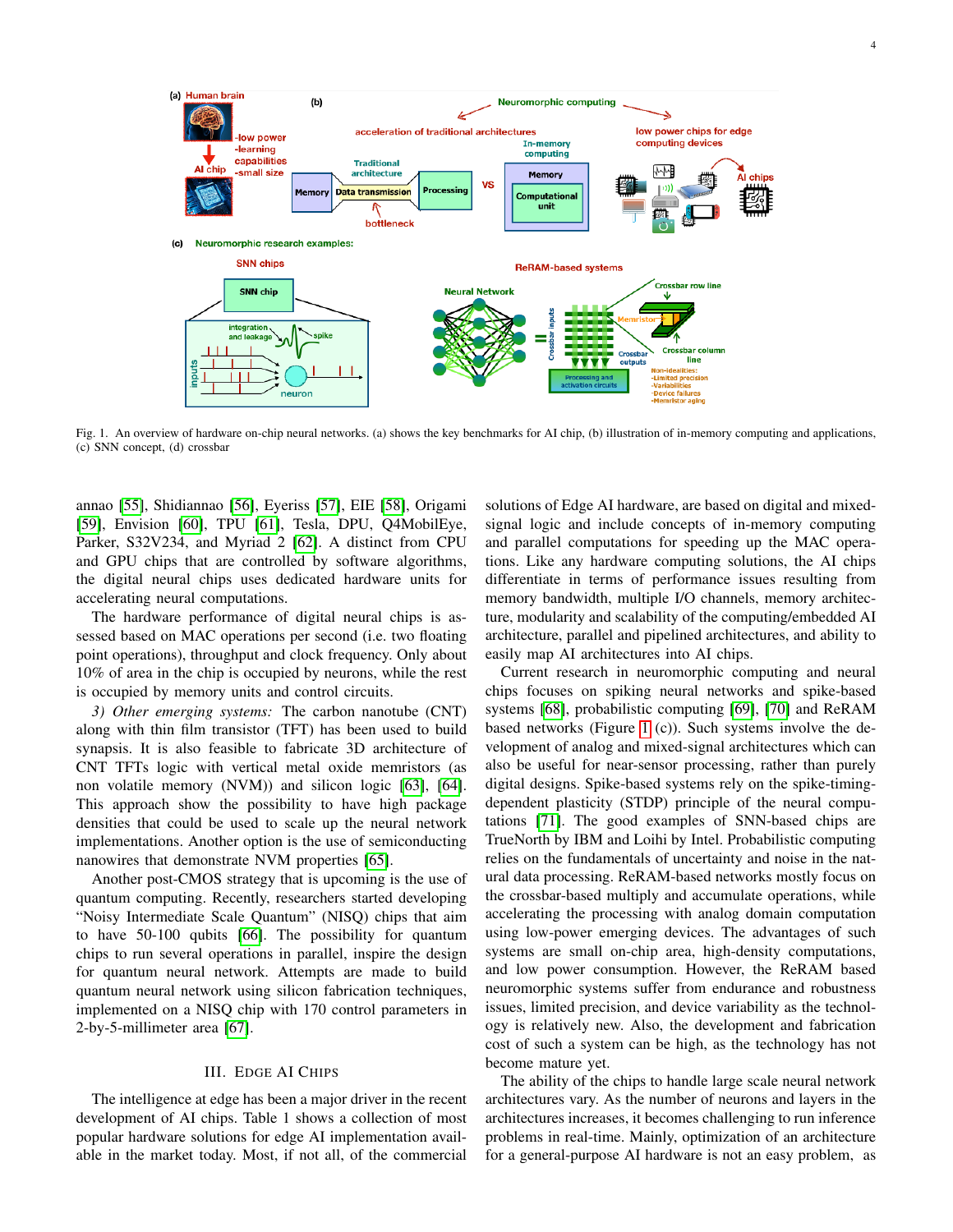Fig. 1. An overview of hardware on-chip neural networks. (a) shows the key benchmarks for AI chip, (b) illustration of in-memory computing and applications, (c) SNN concept, (d) crossbar

annao [55], Shidiannao [56], Eyeriss [57], EIE [58], Origami [59], Envision [60], TPU [61], Tesla, DPU, Q4MobilEye, Parker, S32V234, and Myriad 2 [62]. A distinct from CPU and GPU chips that are controlled by software algorithms, the digital neural chips uses dedicated hardware units for accelerating neural computations.

The hardware performance of digital neural chips is assessed based on MAC operations per second (i.e. two floating point operations), throughput and clock frequency. Only about 10% of area in the chip is occupied by neurons, while the rest is occupied by memory units and control circuits.

*3) Other emerging systems:* The carbon nanotube (CNT) along with thin film transistor (TFT) has been used to build synapsis. It is also feasible to fabricate 3D architecture of CNT TFTs logic with vertical metal oxide memristors (as non volatile memory (NVM)) and silicon logic [63], [64]. This approach show the possibility to have high package densities that could be used to scale up the neural network implementations. Another option is the use of semiconducting nanowires that demonstrate NVM properties [65].

Another post-CMOS strategy that is upcoming is the use of quantum computing. Recently, researchers started developing "Noisy Intermediate Scale Quantum" (NISQ) chips that aim to have 50-100 qubits [66]. The possibility for quantum chips to run several operations in parallel, inspire the design for quantum neural network. Attempts are made to build quantum neural network using silicon fabrication techniques, implemented on a NISQ chip with 170 control parameters in 2-by-5-millimeter area [67].

## III. Edge AI Chips

The intelligence at edge has been a major driver in the recent development of AI chips. Table 1 shows a collection of most popular hardware solutions for edge AI implementation available in the market today. Most, if not all, of the commercial solutions of Edge AI hardware, are based on digital and mixed-signal logic and include concepts of in-memory computing and parallel computations for speeding up the MAC operations. Like any hardware computing solutions, the AI chips differentiate in terms of performance issues resulting from memory bandwidth, multiple I/O channels, memory architecture, modularity and scalability of the computing/embedded AI architecture, parallel and pipelined architectures, and ability to easily map AI architectures into AI chips.

Current research in neuromorphic computing and neural chips focuses on spiking neural networks and spike-based systems [68], probabilistic computing [69], [70] and ReRAM based networks (Figure 1 (c)). Such systems involve the development of analog and mixed-signal architectures which can also be useful for near-sensor processing, rather than purely digital designs. Spike-based systems rely on the spike-timing-dependent plasticity (STDP) principle of the neural computations [71]. The good examples of SNN-based chips are TrueNorth by IBM and Loihi by Intel. Probabilistic computing relies on the fundamentals of uncertainty and noise in the natural data processing. ReRAM-based networks mostly focus on the crossbar-based multiply and accumulate operations, while accelerating the processing with analog domain computation using low-power emerging devices. The advantages of such systems are small on-chip area, high-density computations, and low power consumption. However, the ReRAM based neuromorphic systems suffer from endurance and robustness issues, limited precision, and device variability as the technology is relatively new. Also, the development and fabrication cost of such a system can be high, as the technology has not become mature yet.

The ability of the chips to handle large scale neural network architectures vary. As the number of neurons and layers in the architectures increases, it becomes challenging to run inference problems in real-time. Mainly, optimization of an architecture for a general-purpose AI hardware is not an easy problem, as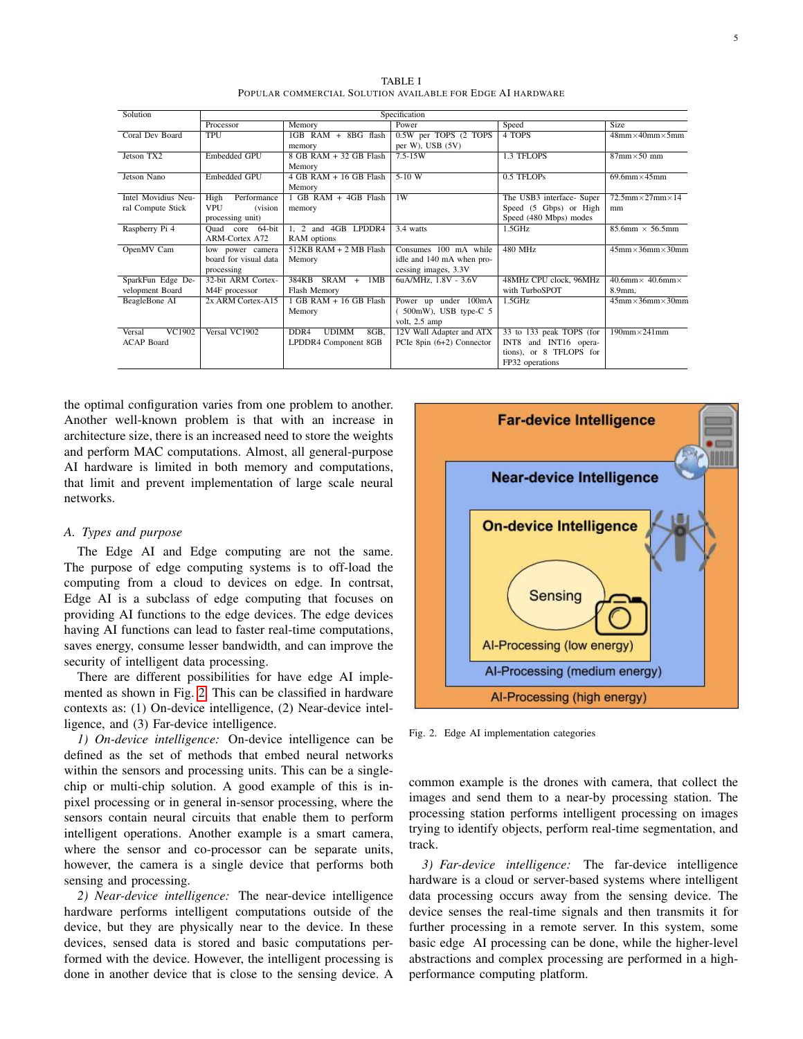TABLE I
POPULAR COMMERCIAL SOLUTION AVAILABLE FOR EDGE AI HARDWARE

| Solution | Specification | | | | |
|---|---|---|---|---|---|
| | Processor | Memory | Power | Speed | Size |
| Coral Dev Board | TPU | 1GB RAM + 8BG flash memory | 0.5W per TOPS (2 TOPS per W), USB (5V) | 4 TOPS | 48mm×40mm×5mm |
| Jetson TX2 | Embedded GPU | 8 GB RAM + 32 GB Flash Memory | 7.5-15W | 1.3 TFLOPS | 87mm×50 mm |
| Jetson Nano | Embedded GPU | 4 GB RAM + 16 GB Flash Memory | 5-10 W | 0.5 TFLOPs | 69.6mm×45mm |
| Intel Movidius Neural Compute Stick | High Performance VPU (vision processing unit) | 1 GB RAM + 4GB Flash memory | 1W | The USB3 interface- Super Speed (5 Gbps) or High Speed (480 Mbps) modes | 72.5mm×27mm×14 mm |
| Raspberry Pi 4 | Quad core 64-bit ARM-Cortex A72 | 1, 2 and 4GB LPDDR4 RAM options | 3.4 watts | 1.5GHz | 85.6mm × 56.5mm |
| OpenMV Cam | low power camera board for visual data processing | 512KB RAM + 2 MB Flash Memory | Consumes 100 mA while idle and 140 mA when processing images, 3.3V | 480 MHz | 45mm×36mm×30mm |
| SparkFun Edge Development Board | 32-bit ARM Cortex-M4F processor | 384KB SRAM + 1MB Flash Memory | 6uA/MHz, 1.8V - 3.6V | 48MHz CPU clock, 96MHz with TurboSPOT | 40.6mm× 40.6mm× 8.9mm, |
| BeagleBone AI | 2x ARM Cortex-A15 | 1 GB RAM + 16 GB Flash Memory | Power up under 100mA ( 500mW), USB type-C 5 volt, 2.5 amp | 1.5GHz | 45mm×36mm×30mm |
| Versal VC1902 ACAP Board | Versal VC1902 | DDR4 UDIMM 8GB, LPDDR4 Component 8GB | 12V Wall Adapter and ATX PCIe 8pin (6+2) Connector | 33 to 133 peak TOPS (for INT8 and INT16 operations), or 8 TFLOPS for FP32 operations | 190mm×241mm |

the optimal configuration varies from one problem to another. Another well-known problem is that with an increase in architecture size, there is an increased need to store the weights and perform MAC computations. Almost, all general-purpose AI hardware is limited in both memory and computations, that limit and prevent implementation of large scale neural networks.

### A. Types and purpose

The Edge AI and Edge computing are not the same. The purpose of edge computing systems is to off-load the computing from a cloud to devices on edge. In contrsat, Edge AI is a subclass of edge computing that focuses on providing AI functions to the edge devices. The edge devices having AI functions can lead to faster real-time computations, saves energy, consume lesser bandwidth, and can improve the security of intelligent data processing.

There are different possibilities for have edge AI implemented as shown in Fig. 2. This can be classified in hardware contexts as: (1) On-device intelligence, (2) Near-device intelligence, and (3) Far-device intelligence.

*1) On-device intelligence:* On-device intelligence can be defined as the set of methods that embed neural networks within the sensors and processing units. This can be a single-chip or multi-chip solution. A good example of this is in-pixel processing or in general in-sensor processing, where the sensors contain neural circuits that enable them to perform intelligent operations. Another example is a smart camera, where the sensor and co-processor can be separate units, however, the camera is a single device that performs both sensing and processing.

*2) Near-device intelligence:* The near-device intelligence hardware performs intelligent computations outside of the device, but they are physically near to the device. In these devices, sensed data is stored and basic computations performed with the device. However, the intelligent processing is done in another device that is close to the sensing device. A common example is the drones with camera, that collect the images and send them to a near-by processing station. The processing station performs intelligent processing on images trying to identify objects, perform real-time segmentation, and track.

Fig. 2. Edge AI implementation categories

*3) Far-device intelligence:* The far-device intelligence hardware is a cloud or server-based systems where intelligent data processing occurs away from the sensing device. The device senses the real-time signals and then transmits it for further processing in a remote server. In this system, some basic edge AI processing can be done, while the higher-level abstractions and complex processing are performed in a high-performance computing platform.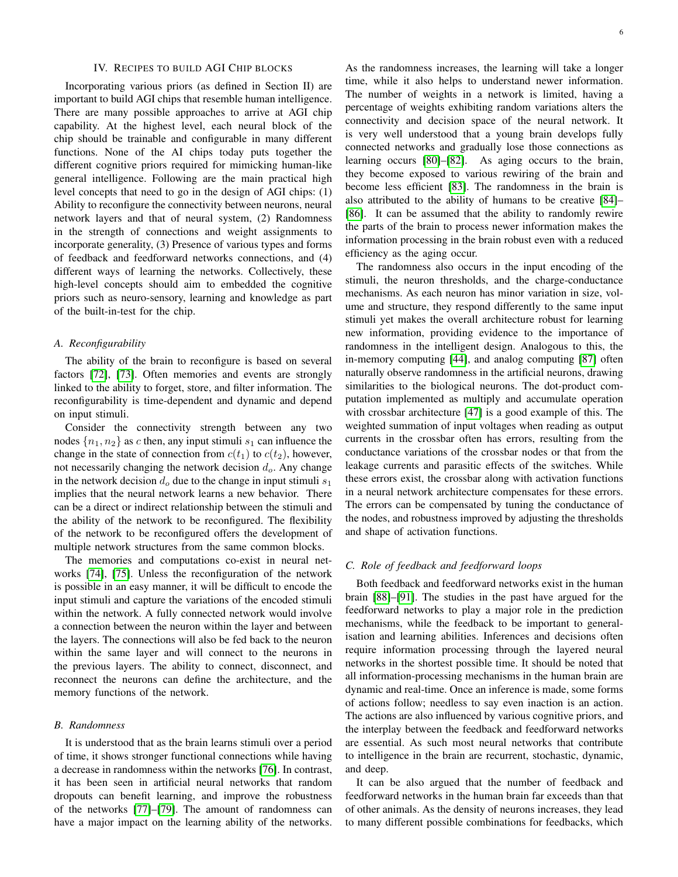## IV. Recipes to build AGI Chip blocks

Incorporating various priors (as defined in Section II) are important to build AGI chips that resemble human intelligence. There are many possible approaches to arrive at AGI chip capability. At the highest level, each neural block of the chip should be trainable and configurable in many different functions. None of the AI chips today puts together the different cognitive priors required for mimicking human-like general intelligence. Following are the main practical high level concepts that need to go in the design of AGI chips: (1) Ability to reconfigure the connectivity between neurons, neural network layers and that of neural system, (2) Randomness in the strength of connections and weight assignments to incorporate generality, (3) Presence of various types and forms of feedback and feedforward networks connections, and (4) different ways of learning the networks. Collectively, these high-level concepts should aim to embedded the cognitive priors such as neuro-sensory, learning and knowledge as part of the built-in-test for the chip.

### A. Reconfigurability

The ability of the brain to reconfigure is based on several factors [72], [73]. Often memories and events are strongly linked to the ability to forget, store, and filter information. The reconfigurability is time-dependent and dynamic and depend on input stimuli.

Consider the connectivity strength between any two nodes $\{n_1, n_2\}$ as $c$ then, any input stimuli $s_1$ can influence the change in the state of connection from $c(t_1)$ to $c(t_2)$, however, not necessarily changing the network decision $d_o$. Any change in the network decision $d_o$ due to the change in input stimuli $s_1$ implies that the neural network learns a new behavior. There can be a direct or indirect relationship between the stimuli and the ability of the network to be reconfigured. The flexibility of the network to be reconfigured offers the development of multiple network structures from the same common blocks.

The memories and computations co-exist in neural networks [74], [75]. Unless the reconfiguration of the network is possible in an easy manner, it will be difficult to encode the input stimuli and capture the variations of the encoded stimuli within the network. A fully connected network would involve a connection between the neuron within the layer and between the layers. The connections will also be fed back to the neuron within the same layer and will connect to the neurons in the previous layers. The ability to connect, disconnect, and reconnect the neurons can define the architecture, and the memory functions of the network.

### B. Randomness

It is understood that as the brain learns stimuli over a period of time, it shows stronger functional connections while having a decrease in randomness within the networks [76]. In contrast, it has been seen in artificial neural networks that random dropouts can benefit learning, and improve the robustness of the networks [77]–[79]. The amount of randomness can have a major impact on the learning ability of the networks. As the randomness increases, the learning will take a longer time, while it also helps to understand newer information. The number of weights in a network is limited, having a percentage of weights exhibiting random variations alters the connectivity and decision space of the neural network. It is very well understood that a young brain develops fully connected networks and gradually lose those connections as learning occurs [80]–[82]. As aging occurs to the brain, they become exposed to various rewiring of the brain and become less efficient [83]. The randomness in the brain is also attributed to the ability of humans to be creative [84]–[86]. It can be assumed that the ability to randomly rewire the parts of the brain to process newer information makes the information processing in the brain robust even with a reduced efficiency as the aging occur.

The randomness also occurs in the input encoding of the stimuli, the neuron thresholds, and the charge-conductance mechanisms. As each neuron has minor variation in size, volume and structure, they respond differently to the same input stimuli yet makes the overall architecture robust for learning new information, providing evidence to the importance of randomness in the intelligent design. Analogous to this, the in-memory computing [44], and analog computing [87] often naturally observe randomness in the artificial neurons, drawing similarities to the biological neurons. The dot-product computation implemented as multiply and accumulate operation with crossbar architecture [47] is a good example of this. The weighted summation of input voltages when reading as output currents in the crossbar often has errors, resulting from the conductance variations of the crossbar nodes or that from the leakage currents and parasitic effects of the switches. While these errors exist, the crossbar along with activation functions in a neural network architecture compensates for these errors. The errors can be compensated by tuning the conductance of the nodes, and robustness improved by adjusting the thresholds and shape of activation functions.

### C. Role of feedback and feedforward loops

Both feedback and feedforward networks exist in the human brain [88]–[91]. The studies in the past have argued for the feedforward networks to play a major role in the prediction mechanisms, while the feedback to be important to generalisation and learning abilities. Inferences and decisions often require information processing through the layered neural networks in the shortest possible time. It should be noted that all information-processing mechanisms in the human brain are dynamic and real-time. Once an inference is made, some forms of actions follow; needless to say even inaction is an action. The actions are also influenced by various cognitive priors, and the interplay between the feedback and feedforward networks are essential. As such most neural networks that contribute to intelligence in the brain are recurrent, stochastic, dynamic, and deep.

It can be also argued that the number of feedback and feedforward networks in the human brain far exceeds than that of other animals. As the density of neurons increases, they lead to many different possible combinations for feedbacks, which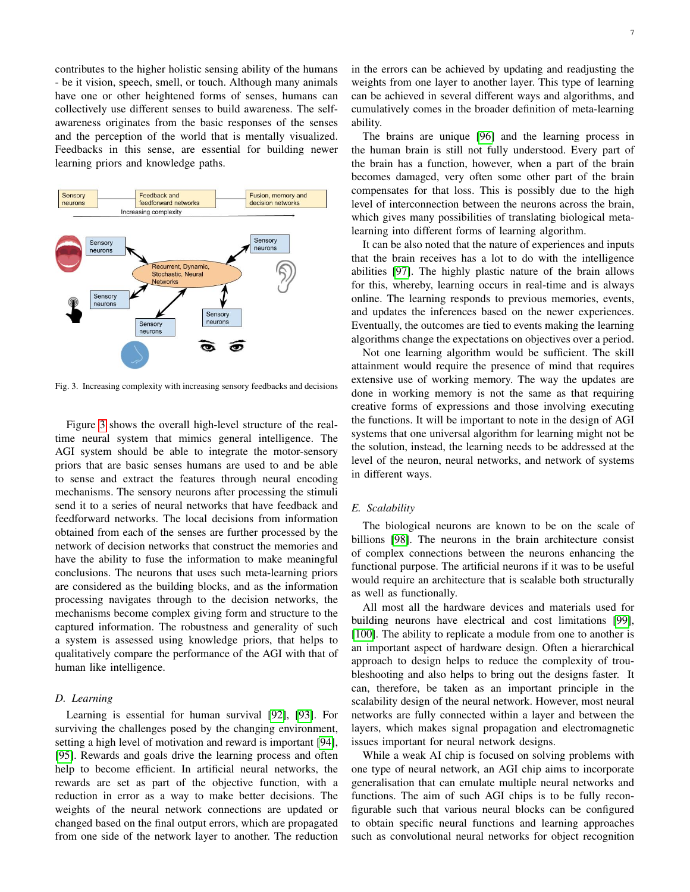contributes to the higher holistic sensing ability of the humans - be it vision, speech, smell, or touch. Although many animals have one or other heightened forms of senses, humans can collectively use different senses to build awareness. The self-awareness originates from the basic responses of the senses and the perception of the world that is mentally visualized. Feedbacks in this sense, are essential for building newer learning priors and knowledge paths.

Fig. 3. Increasing complexity with increasing sensory feedbacks and decisions

Figure 3 shows the overall high-level structure of the real-time neural system that mimics general intelligence. The AGI system should be able to integrate the motor-sensory priors that are basic senses humans are used to and be able to sense and extract the features through neural encoding mechanisms. The sensory neurons after processing the stimuli send it to a series of neural networks that have feedback and feedforward networks. The local decisions from information obtained from each of the senses are further processed by the network of decision networks that construct the memories and have the ability to fuse the information to make meaningful conclusions. The neurons that uses such meta-learning priors are considered as the building blocks, and as the information processing navigates through to the decision networks, the mechanisms become complex giving form and structure to the captured information. The robustness and generality of such a system is assessed using knowledge priors, that helps to qualitatively compare the performance of the AGI with that of human like intelligence.

### D. Learning

Learning is essential for human survival [92], [93]. For surviving the challenges posed by the changing environment, setting a high level of motivation and reward is important [94], [95]. Rewards and goals drive the learning process and often help to become efficient. In artificial neural networks, the rewards are set as part of the objective function, with a reduction in error as a way to make better decisions. The weights of the neural network connections are updated or changed based on the final output errors, which are propagated from one side of the network layer to another. The reduction in the errors can be achieved by updating and readjusting the weights from one layer to another layer. This type of learning can be achieved in several different ways and algorithms, and cumulatively comes in the broader definition of meta-learning ability.

The brains are unique [96] and the learning process in the human brain is still not fully understood. Every part of the brain has a function, however, when a part of the brain becomes damaged, very often some other part of the brain compensates for that loss. This is possibly due to the high level of interconnection between the neurons across the brain, which gives many possibilities of translating biological meta-learning into different forms of learning algorithm.

It can be also noted that the nature of experiences and inputs that the brain receives has a lot to do with the intelligence abilities [97]. The highly plastic nature of the brain allows for this, whereby, learning occurs in real-time and is always online. The learning responds to previous memories, events, and updates the inferences based on the newer experiences. Eventually, the outcomes are tied to events making the learning algorithms change the expectations on objectives over a period.

Not one learning algorithm would be sufficient. The skill attainment would require the presence of mind that requires extensive use of working memory. The way the updates are done in working memory is not the same as that requiring creative forms of expressions and those involving executing the functions. It will be important to note in the design of AGI systems that one universal algorithm for learning might not be the solution, instead, the learning needs to be addressed at the level of the neuron, neural networks, and network of systems in different ways.

### E. Scalability

The biological neurons are known to be on the scale of billions [98]. The neurons in the brain architecture consist of complex connections between the neurons enhancing the functional purpose. The artificial neurons if it was to be useful would require an architecture that is scalable both structurally as well as functionally.

All most all the hardware devices and materials used for building neurons have electrical and cost limitations [99], [100]. The ability to replicate a module from one to another is an important aspect of hardware design. Often a hierarchical approach to design helps to reduce the complexity of troubleshooting and also helps to bring out the designs faster. It can, therefore, be taken as an important principle in the scalability design of the neural network. However, most neural networks are fully connected within a layer and between the layers, which makes signal propagation and electromagnetic issues important for neural network designs.

While a weak AI chip is focused on solving problems with one type of neural network, an AGI chip aims to incorporate generalisation that can emulate multiple neural networks and functions. The aim of such AGI chips is to be fully reconfigurable such that various neural blocks can be configured to obtain specific neural functions and learning approaches such as convolutional neural networks for object recognition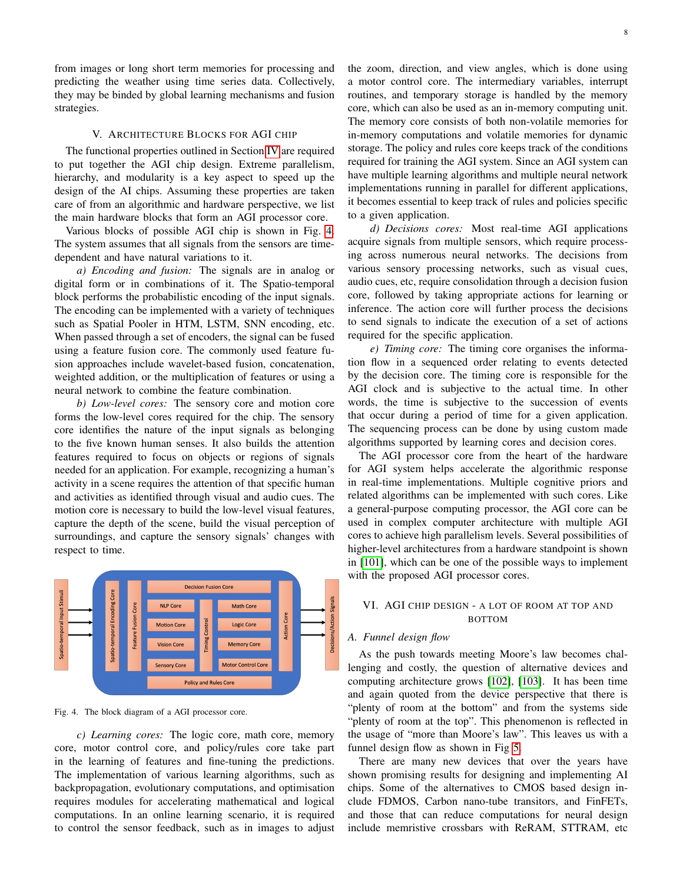from images or long short term memories for processing and predicting the weather using time series data. Collectively, they may be binded by global learning mechanisms and fusion strategies.

## V. Architecture Blocks for AGI chip

The functional properties outlined in Section IV are required to put together the AGI chip design. Extreme parallelism, hierarchy, and modularity is a key aspect to speed up the design of the AI chips. Assuming these properties are taken care of from an algorithmic and hardware perspective, we list the main hardware blocks that form an AGI processor core.

Various blocks of possible AGI chip is shown in Fig. 4. The system assumes that all signals from the sensors are time-dependent and have natural variations to it.

*a) Encoding and fusion:* The signals are in analog or digital form or in combinations of it. The Spatio-temporal block performs the probabilistic encoding of the input signals. The encoding can be implemented with a variety of techniques such as Spatial Pooler in HTM, LSTM, SNN encoding, etc. When passed through a set of encoders, the signal can be fused using a feature fusion core. The commonly used feature fusion approaches include wavelet-based fusion, concatenation, weighted addition, or the multiplication of features or using a neural network to combine the feature combination.

*b) Low-level cores:* The sensory core and motion core forms the low-level cores required for the chip. The sensory core identifies the nature of the input signals as belonging to the five known human senses. It also builds the attention features required to focus on objects or regions of signals needed for an application. For example, recognizing a human's activity in a scene requires the attention of that specific human and activities as identified through visual and audio cues. The motion core is necessary to build the low-level visual features, capture the depth of the scene, build the visual perception of surroundings, and capture the sensory signals' changes with respect to time.

Fig. 4. The block diagram of a AGI processor core.

*c) Learning cores:* The logic core, math core, memory core, motor control core, and policy/rules core take part in the learning of features and fine-tuning the predictions. The implementation of various learning algorithms, such as backpropagation, evolutionary computations, and optimisation requires modules for accelerating mathematical and logical computations. In an online learning scenario, it is required to control the sensor feedback, such as in images to adjust the zoom, direction, and view angles, which is done using a motor control core. The intermediary variables, interrupt routines, and temporary storage is handled by the memory core, which can also be used as an in-memory computing unit. The memory core consists of both non-volatile memories for in-memory computations and volatile memories for dynamic storage. The policy and rules core keeps track of the conditions required for training the AGI system. Since an AGI system can have multiple learning algorithms and multiple neural network implementations running in parallel for different applications, it becomes essential to keep track of rules and policies specific to a given application.

*d) Decisions cores:* Most real-time AGI applications acquire signals from multiple sensors, which require processing across numerous neural networks. The decisions from various sensory processing networks, such as visual cues, audio cues, etc, require consolidation through a decision fusion core, followed by taking appropriate actions for learning or inference. The action core will further process the decisions to send signals to indicate the execution of a set of actions required for the specific application.

*e) Timing core:* The timing core organises the information flow in a sequenced order relating to events detected by the decision core. The timing core is responsible for the AGI clock and is subjective to the actual time. In other words, the time is subjective to the succession of events that occur during a period of time for a given application. The sequencing process can be done by using custom made algorithms supported by learning cores and decision cores.

The AGI processor core from the heart of the hardware for AGI system helps accelerate the algorithmic response in real-time implementations. Multiple cognitive priors and related algorithms can be implemented with such cores. Like a general-purpose computing processor, the AGI core can be used in complex computer architecture with multiple AGI cores to achieve high parallelism levels. Several possibilities of higher-level architectures from a hardware standpoint is shown in [101], which can be one of the possible ways to implement with the proposed AGI processor cores.

## VI. AGI chip design - a lot of room at top and bottom

### A. Funnel design flow

As the push towards meeting Moore's law becomes challenging and costly, the question of alternative devices and computing architecture grows [102], [103]. It has been time and again quoted from the device perspective that there is "plenty of room at the bottom" and from the systems side "plenty of room at the top". This phenomenon is reflected in the usage of "more than Moore's law". This leaves us with a funnel design flow as shown in Fig 5.

There are many new devices that over the years have shown promising results for designing and implementing AI chips. Some of the alternatives to CMOS based design include FDMOS, Carbon nano-tube transitors, and FinFETs, and those that can reduce computations for neural design include memristive crossbars with ReRAM, STTRAM, etc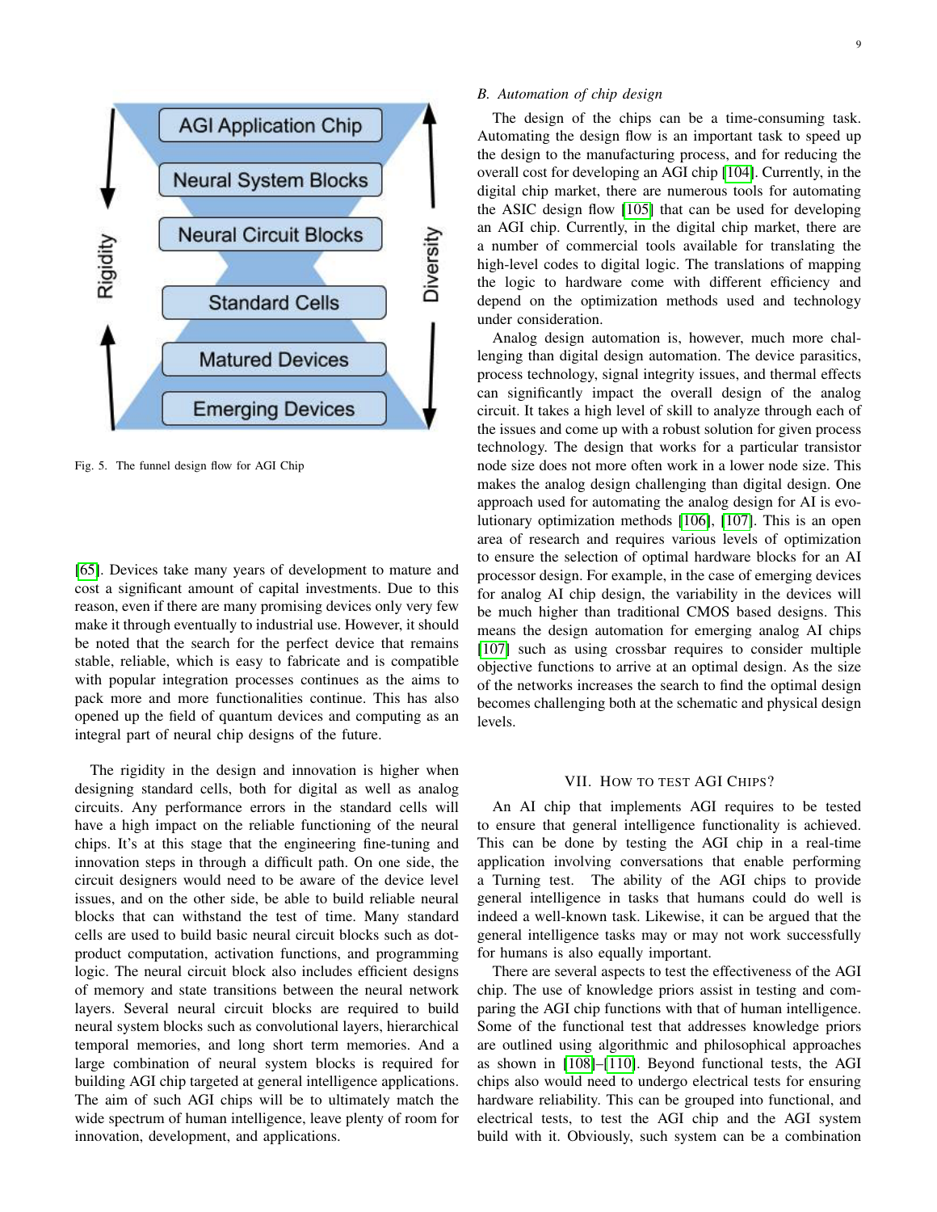Fig. 5. The funnel design flow for AGI Chip

[65]. Devices take many years of development to mature and cost a significant amount of capital investments. Due to this reason, even if there are many promising devices only very few make it through eventually to industrial use. However, it should be noted that the search for the perfect device that remains stable, reliable, which is easy to fabricate and is compatible with popular integration processes continues as the aims to pack more and more functionalities continue. This has also opened up the field of quantum devices and computing as an integral part of neural chip designs of the future.

The rigidity in the design and innovation is higher when designing standard cells, both for digital as well as analog circuits. Any performance errors in the standard cells will have a high impact on the reliable functioning of the neural chips. It's at this stage that the engineering fine-tuning and innovation steps in through a difficult path. On one side, the circuit designers would need to be aware of the device level issues, and on the other side, be able to build reliable neural blocks that can withstand the test of time. Many standard cells are used to build basic neural circuit blocks such as dot-product computation, activation functions, and programming logic. The neural circuit block also includes efficient designs of memory and state transitions between the neural network layers. Several neural circuit blocks are required to build neural system blocks such as convolutional layers, hierarchical temporal memories, and long short term memories. And a large combination of neural system blocks is required for building AGI chip targeted at general intelligence applications. The aim of such AGI chips will be to ultimately match the wide spectrum of human intelligence, leave plenty of room for innovation, development, and applications.

### B. Automation of chip design

The design of the chips can be a time-consuming task. Automating the design flow is an important task to speed up the design to the manufacturing process, and for reducing the overall cost for developing an AGI chip [104]. Currently, in the digital chip market, there are numerous tools for automating the ASIC design flow [105] that can be used for developing an AGI chip. Currently, in the digital chip market, there are a number of commercial tools available for translating the high-level codes to digital logic. The translations of mapping the logic to hardware come with different efficiency and depend on the optimization methods used and technology under consideration.

Analog design automation is, however, much more challenging than digital design automation. The device parasitics, process technology, signal integrity issues, and thermal effects can significantly impact the overall design of the analog circuit. It takes a high level of skill to analyze through each of the issues and come up with a robust solution for given process technology. The design that works for a particular transistor node size does not more often work in a lower node size. This makes the analog design challenging than digital design. One approach used for automating the analog design for AI is evolutionary optimization methods [106], [107]. This is an open area of research and requires various levels of optimization to ensure the selection of optimal hardware blocks for an AI processor design. For example, in the case of emerging devices for analog AI chip design, the variability in the devices will be much higher than traditional CMOS based designs. This means the design automation for emerging analog AI chips [107] such as using crossbar requires to consider multiple objective functions to arrive at an optimal design. As the size of the networks increases the search to find the optimal design becomes challenging both at the schematic and physical design levels.

## VII. How to test AGI Chips?

An AI chip that implements AGI requires to be tested to ensure that general intelligence functionality is achieved. This can be done by testing the AGI chip in a real-time application involving conversations that enable performing a Turning test. The ability of the AGI chips to provide general intelligence in tasks that humans could do well is indeed a well-known task. Likewise, it can be argued that the general intelligence tasks may or may not work successfully for humans is also equally important.

There are several aspects to test the effectiveness of the AGI chip. The use of knowledge priors assist in testing and comparing the AGI chip functions with that of human intelligence. Some of the functional test that addresses knowledge priors are outlined using algorithmic and philosophical approaches as shown in [108]–[110]. Beyond functional tests, the AGI chips also would need to undergo electrical tests for ensuring hardware reliability. This can be grouped into functional, and electrical tests, to test the AGI chip and the AGI system build with it. Obviously, such system can be a combination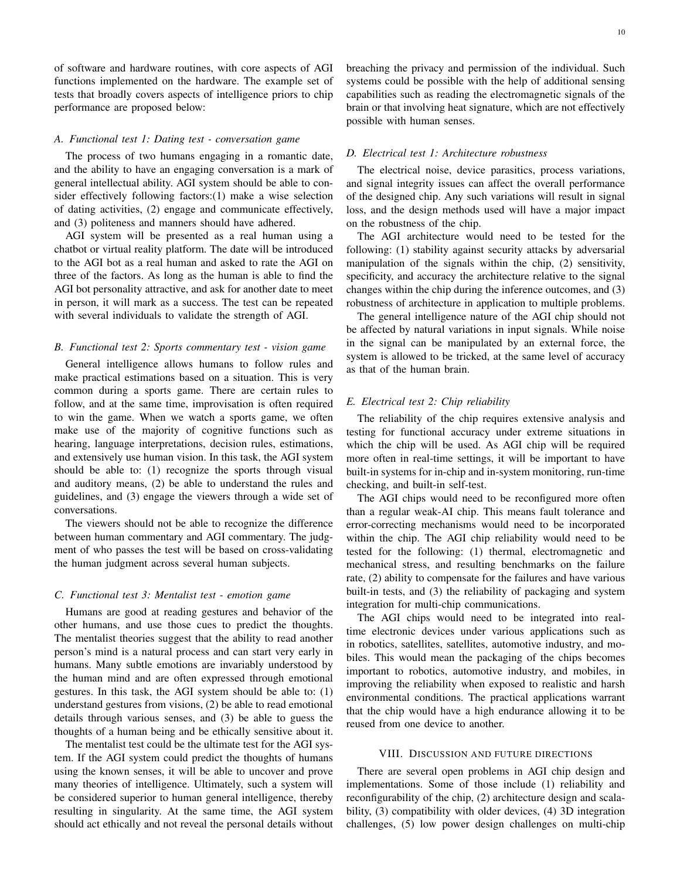of software and hardware routines, with core aspects of AGI functions implemented on the hardware. The example set of tests that broadly covers aspects of intelligence priors to chip performance are proposed below:

### A. Functional test 1: Dating test - conversation game

The process of two humans engaging in a romantic date, and the ability to have an engaging conversation is a mark of general intellectual ability. AGI system should be able to consider effectively following factors:(1) make a wise selection of dating activities, (2) engage and communicate effectively, and (3) politeness and manners should have adhered.

AGI system will be presented as a real human using a chatbot or virtual reality platform. The date will be introduced to the AGI bot as a real human and asked to rate the AGI on three of the factors. As long as the human is able to find the AGI bot personality attractive, and ask for another date to meet in person, it will mark as a success. The test can be repeated with several individuals to validate the strength of AGI.

### B. Functional test 2: Sports commentary test - vision game

General intelligence allows humans to follow rules and make practical estimations based on a situation. This is very common during a sports game. There are certain rules to follow, and at the same time, improvisation is often required to win the game. When we watch a sports game, we often make use of the majority of cognitive functions such as hearing, language interpretations, decision rules, estimations, and extensively use human vision. In this task, the AGI system should be able to: (1) recognize the sports through visual and auditory means, (2) be able to understand the rules and guidelines, and (3) engage the viewers through a wide set of conversations.

The viewers should not be able to recognize the difference between human commentary and AGI commentary. The judgment of who passes the test will be based on cross-validating the human judgment across several human subjects.

### C. Functional test 3: Mentalist test - emotion game

Humans are good at reading gestures and behavior of the other humans, and use those cues to predict the thoughts. The mentalist theories suggest that the ability to read another person's mind is a natural process and can start very early in humans. Many subtle emotions are invariably understood by the human mind and are often expressed through emotional gestures. In this task, the AGI system should be able to: (1) understand gestures from visions, (2) be able to read emotional details through various senses, and (3) be able to guess the thoughts of a human being and be ethically sensitive about it.

The mentalist test could be the ultimate test for the AGI system. If the AGI system could predict the thoughts of humans using the known senses, it will be able to uncover and prove many theories of intelligence. Ultimately, such a system will be considered superior to human general intelligence, thereby resulting in singularity. At the same time, the AGI system should act ethically and not reveal the personal details without breaching the privacy and permission of the individual. Such systems could be possible with the help of additional sensing capabilities such as reading the electromagnetic signals of the brain or that involving heat signature, which are not effectively possible with human senses.

### D. Electrical test 1: Architecture robustness

The electrical noise, device parasitics, process variations, and signal integrity issues can affect the overall performance of the designed chip. Any such variations will result in signal loss, and the design methods used will have a major impact on the robustness of the chip.

The AGI architecture would need to be tested for the following: (1) stability against security attacks by adversarial manipulation of the signals within the chip, (2) sensitivity, specificity, and accuracy the architecture relative to the signal changes within the chip during the inference outcomes, and (3) robustness of architecture in application to multiple problems.

The general intelligence nature of the AGI chip should not be affected by natural variations in input signals. While noise in the signal can be manipulated by an external force, the system is allowed to be tricked, at the same level of accuracy as that of the human brain.

### E. Electrical test 2: Chip reliability

The reliability of the chip requires extensive analysis and testing for functional accuracy under extreme situations in which the chip will be used. As AGI chip will be required more often in real-time settings, it will be important to have built-in systems for in-chip and in-system monitoring, run-time checking, and built-in self-test.

The AGI chips would need to be reconfigured more often than a regular weak-AI chip. This means fault tolerance and error-correcting mechanisms would need to be incorporated within the chip. The AGI chip reliability would need to be tested for the following: (1) thermal, electromagnetic and mechanical stress, and resulting benchmarks on the failure rate, (2) ability to compensate for the failures and have various built-in tests, and (3) the reliability of packaging and system integration for multi-chip communications.

The AGI chips would need to be integrated into real-time electronic devices under various applications such as in robotics, satellites, satellites, automotive industry, and mobiles. This would mean the packaging of the chips becomes important to robotics, automotive industry, and mobiles, in improving the reliability when exposed to realistic and harsh environmental conditions. The practical applications warrant that the chip would have a high endurance allowing it to be reused from one device to another.

## VIII. Discussion and future directions

There are several open problems in AGI chip design and implementations. Some of those include (1) reliability and reconfigurability of the chip, (2) architecture design and scalability, (3) compatibility with older devices, (4) 3D integration challenges, (5) low power design challenges on multi-chip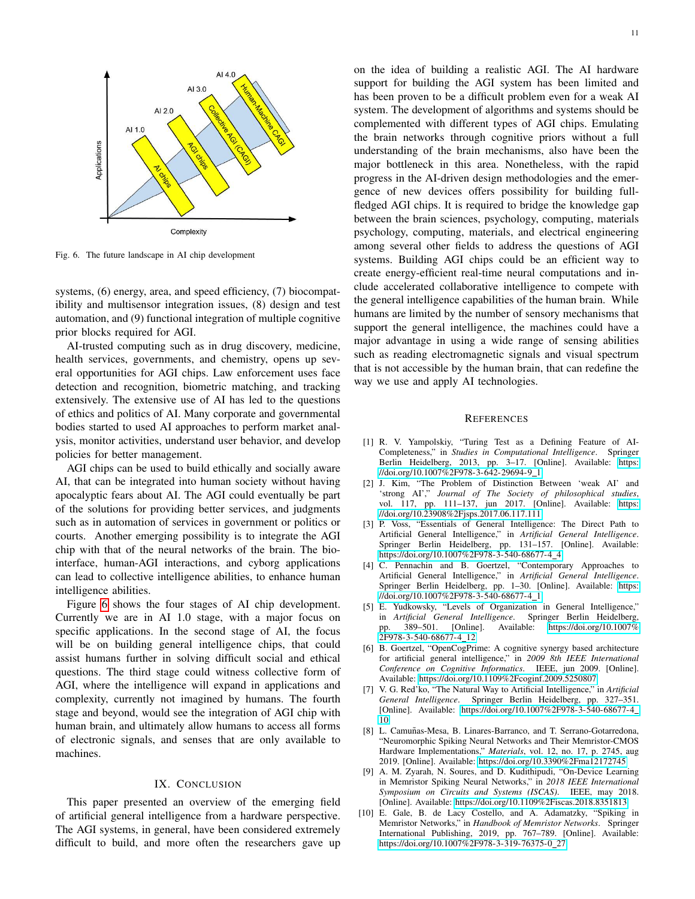Fig. 6. The future landscape in AI chip development

systems, (6) energy, area, and speed efficiency, (7) biocompatibility and multisensor integration issues, (8) design and test automation, and (9) functional integration of multiple cognitive prior blocks required for AGI.

AI-trusted computing such as in drug discovery, medicine, health services, governments, and chemistry, opens up several opportunities for AGI chips. Law enforcement uses face detection and recognition, biometric matching, and tracking extensively. The extensive use of AI has led to the questions of ethics and politics of AI. Many corporate and governmental bodies started to used AI approaches to perform market analysis, monitor activities, understand user behavior, and develop policies for better management.

AGI chips can be used to build ethically and socially aware AI, that can be integrated into human society without having apocalyptic fears about AI. The AGI could eventually be part of the solutions for providing better services, and judgments such as in automation of services in government or politics or courts. Another emerging possibility is to integrate the AGI chip with that of the neural networks of the brain. The bio-interface, human-AGI interactions, and cyborg applications can lead to collective intelligence abilities, to enhance human intelligence abilities.

Figure 6 shows the four stages of AI chip development. Currently we are in AI 1.0 stage, with a major focus on specific applications. In the second stage of AI, the focus will be on building general intelligence chips, that could assist humans further in solving difficult social and ethical questions. The third stage could witness collective form of AGI, where the intelligence will expand in applications and complexity, currently not imagined by humans. The fourth stage and beyond, would see the integration of AGI chip with human brain, and ultimately allow humans to access all forms of electronic signals, and senses that are only available to machines.

## IX. Conclusion

This paper presented an overview of the emerging field of artificial general intelligence from a hardware perspective. The AGI systems, in general, have been considered extremely difficult to build, and more often the researchers gave up on the idea of building a realistic AGI. The AI hardware support for building the AGI system has been limited and has been proven to be a difficult problem even for a weak AI system. The development of algorithms and systems should be complemented with different types of AGI chips. Emulating the brain networks through cognitive priors without a full understanding of the brain mechanisms, also have been the major bottleneck in this area. Nonetheless, with the rapid progress in the AI-driven design methodologies and the emergence of new devices offers possibility for building full-fledged AGI chips. It is required to bridge the knowledge gap between the brain sciences, psychology, computing, materials psychology, computing, materials, and electrical engineering among several other fields to address the questions of AGI systems. Building AGI chips could be an efficient way to create energy-efficient real-time neural computations and include accelerated collaborative intelligence to compete with the general intelligence capabilities of the human brain. While humans are limited by the number of sensory mechanisms that support the general intelligence, the machines could have a major advantage in using a wide range of sensing abilities such as reading electromagnetic signals and visual spectrum that is not accessible by the human brain, that can redefine the way we use and apply AI technologies.

## References

[1] R. V. Yampolskiy, "Turing Test as a Defining Feature of AI-Completeness," in *Studies in Computational Intelligence*. Springer Berlin Heidelberg, 2013, pp. 3–17. [Online]. Available: https://doi.org/10.1007%2F978-3-642-29694-9_1

[2] J. Kim, "The Problem of Distinction Between 'weak AI' and 'strong AI'," *Journal of The Society of philosophical studies*, vol. 117, pp. 111–137, jun 2017. [Online]. Available: https://doi.org/10.23908%2Fjsps.2017.06.117.111

[3] P. Voss, "Essentials of General Intelligence: The Direct Path to Artificial General Intelligence," in *Artificial General Intelligence*. Springer Berlin Heidelberg, pp. 131–157. [Online]. Available: https://doi.org/10.1007%2F978-3-540-68677-4_4

[4] C. Pennachin and B. Goertzel, "Contemporary Approaches to Artificial General Intelligence," in *Artificial General Intelligence*. Springer Berlin Heidelberg, pp. 1–30. [Online]. Available: https://doi.org/10.1007%2F978-3-540-68677-4_1

[5] E. Yudkowsky, "Levels of Organization in General Intelligence," in *Artificial General Intelligence*. Springer Berlin Heidelberg, pp. 389–501. [Online]. Available: https://doi.org/10.1007%2F978-3-540-68677-4_12

[6] B. Goertzel, "OpenCogPrime: A cognitive synergy based architecture for artificial general intelligence," in *2009 8th IEEE International Conference on Cognitive Informatics*. IEEE, jun 2009. [Online]. Available: https://doi.org/10.1109%2Fcoginf.2009.5250807

[7] V. G. Red'ko, "The Natural Way to Artificial Intelligence," in *Artificial General Intelligence*. Springer Berlin Heidelberg, pp. 327–351. [Online]. Available: https://doi.org/10.1007%2F978-3-540-68677-4_10

[8] L. Camuñas-Mesa, B. Linares-Barranco, and T. Serrano-Gotarredona, "Neuromorphic Spiking Neural Networks and Their Memristor-CMOS Hardware Implementations," *Materials*, vol. 12, no. 17, p. 2745, aug 2019. [Online]. Available: https://doi.org/10.3390%2Fma12172745

[9] A. M. Zyarah, N. Soures, and D. Kudithipudi, "On-Device Learning in Memristor Spiking Neural Networks," in *2018 IEEE International Symposium on Circuits and Systems (ISCAS)*. IEEE, may 2018. [Online]. Available: https://doi.org/10.1109%2Fiscas.2018.8351813

[10] E. Gale, B. de Lacy Costello, and A. Adamatzky, "Spiking in Memristor Networks," in *Handbook of Memristor Networks*. Springer International Publishing, 2019, pp. 767–789. [Online]. Available: https://doi.org/10.1007%2F978-3-319-76375-0_27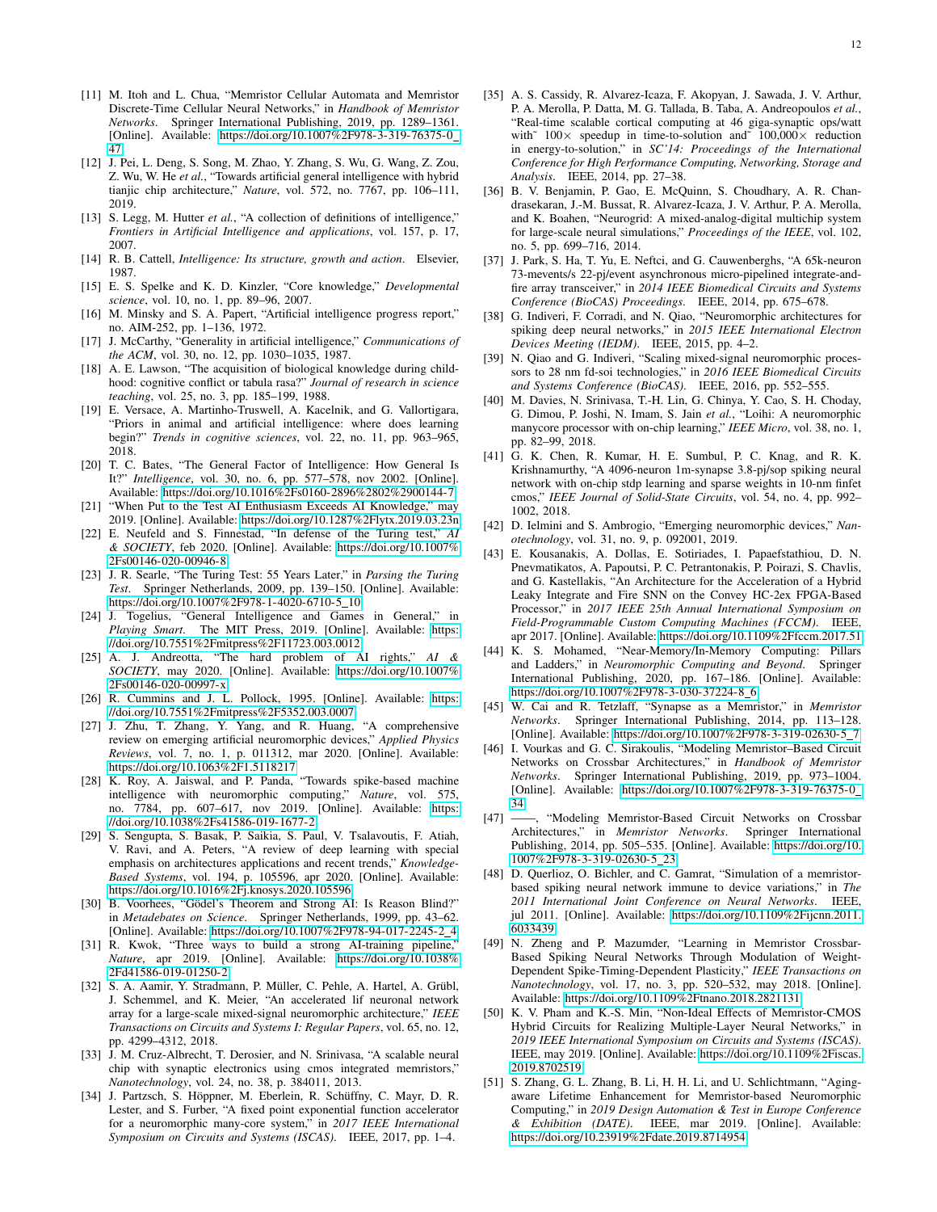[11] M. Itoh and L. Chua, "Memristor Cellular Automata and Memristor Discrete-Time Cellular Neural Networks," in *Handbook of Memristor Networks*. Springer International Publishing, 2019, pp. 1289–1361. [Online]. Available: https://doi.org/10.1007%2F978-3-319-76375-0_47

[12] J. Pei, L. Deng, S. Song, M. Zhao, Y. Zhang, S. Wu, G. Wang, Z. Zou, Z. Wu, W. He *et al.*, "Towards artificial general intelligence with hybrid tianjic chip architecture," *Nature*, vol. 572, no. 7767, pp. 106–111, 2019.

[13] S. Legg, M. Hutter *et al.*, "A collection of definitions of intelligence," *Frontiers in Artificial Intelligence and applications*, vol. 157, p. 17, 2007.

[14] R. B. Cattell, *Intelligence: Its structure, growth and action*. Elsevier, 1987.

[15] E. S. Spelke and K. D. Kinzler, "Core knowledge," *Developmental science*, vol. 10, no. 1, pp. 89–96, 2007.

[16] M. Minsky and S. A. Papert, "Artificial intelligence progress report," no. AIM-252, pp. 1–136, 1972.

[17] J. McCarthy, "Generality in artificial intelligence," *Communications of the ACM*, vol. 30, no. 12, pp. 1030–1035, 1987.

[18] A. E. Lawson, "The acquisition of biological knowledge during childhood: cognitive conflict or tabula rasa?" *Journal of research in science teaching*, vol. 25, no. 3, pp. 185–199, 1988.

[19] E. Versace, A. Martinho-Truswell, A. Kacelnik, and G. Vallortigara, "Priors in animal and artificial intelligence: where does learning begin?" *Trends in cognitive sciences*, vol. 22, no. 11, pp. 963–965, 2018.

[20] T. C. Bates, "The General Factor of Intelligence: How General Is It?" *Intelligence*, vol. 30, no. 6, pp. 577–578, nov 2002. [Online]. Available: https://doi.org/10.1016%2Fs0160-2896%2802%2900144-7

[21] "When Put to the Test AI Enthusiasm Exceeds AI Knowledge," may 2019. [Online]. Available: https://doi.org/10.1287%2Flytx.2019.03.23n

[22] E. Neufeld and S. Finnestad, "In defense of the Turing test," *AI & SOCIETY*, feb 2020. [Online]. Available: https://doi.org/10.1007%2Fs00146-020-00946-8

[23] J. R. Searle, "The Turing Test: 55 Years Later," in *Parsing the Turing Test*. Springer Netherlands, 2009, pp. 139–150. [Online]. Available: https://doi.org/10.1007%2F978-1-4020-6710-5_10

[24] J. Togelius, "General Intelligence and Games in General," in *Playing Smart*. The MIT Press, 2019. [Online]. Available: https://doi.org/10.7551%2Fmitpress%2F11723.003.0012

[25] A. J. Andreotta, "The hard problem of AI rights," *AI & SOCIETY*, may 2020. [Online]. Available: https://doi.org/10.1007%2Fs00146-020-00997-x

[26] R. Cummins and J. L. Pollock, 1995. [Online]. Available: https://doi.org/10.7551%2Fmitpress%2F5352.003.0007

[27] J. Zhu, T. Zhang, Y. Yang, and R. Huang, "A comprehensive review on emerging artificial neuromorphic devices," *Applied Physics Reviews*, vol. 7, no. 1, p. 011312, mar 2020. [Online]. Available: https://doi.org/10.1063%2F1.5118217

[28] K. Roy, A. Jaiswal, and P. Panda, "Towards spike-based machine intelligence with neuromorphic computing," *Nature*, vol. 575, no. 7784, pp. 607–617, nov 2019. [Online]. Available: https://doi.org/10.1038%2Fs41586-019-1677-2

[29] S. Sengupta, S. Basak, P. Saikia, S. Paul, V. Tsalavoutis, F. Atiah, V. Ravi, and A. Peters, "A review of deep learning with special emphasis on architectures applications and recent trends," *Knowledge-Based Systems*, vol. 194, p. 105596, apr 2020. [Online]. Available: https://doi.org/10.1016%2Fj.knosys.2020.105596

[30] B. Voorhees, "Gödel's Theorem and Strong AI: Is Reason Blind?" in *Metadebates on Science*. Springer Netherlands, 1999, pp. 43–62. [Online]. Available: https://doi.org/10.1007%2F978-94-017-2245-2_4

[31] R. Kwok, "Three ways to build a strong AI-training pipeline," *Nature*, apr 2019. [Online]. Available: https://doi.org/10.1038%2Fd41586-019-01250-2

[32] S. A. Aamir, Y. Stradmann, P. Müller, C. Pehle, A. Hartel, A. Grübl, J. Schemmel, and K. Meier, "An accelerated lif neuronal network array for a large-scale mixed-signal neuromorphic architecture," *IEEE Transactions on Circuits and Systems I: Regular Papers*, vol. 65, no. 12, pp. 4299–4312, 2018.

[33] J. M. Cruz-Albrecht, T. Derosier, and N. Srinivasa, "A scalable neural chip with synaptic electronics using cmos integrated memristors," *Nanotechnology*, vol. 24, no. 38, p. 384011, 2013.

[34] J. Partzsch, S. Höppner, M. Eberlein, R. Schüffny, C. Mayr, D. R. Lester, and S. Furber, "A fixed point exponential function accelerator for a neuromorphic many-core system," in *2017 IEEE International Symposium on Circuits and Systems (ISCAS)*. IEEE, 2017, pp. 1–4.

[35] A. S. Cassidy, R. Alvarez-Icaza, F. Akopyan, J. Sawada, J. V. Arthur, P. A. Merolla, P. Datta, M. G. Tallada, B. Taba, A. Andreopoulos *et al.*, "Real-time scalable cortical computing at 46 giga-synaptic ops/watt with˜ 100× speedup in time-to-solution and˜ 100,000× reduction in energy-to-solution," in *SC'14: Proceedings of the International Conference for High Performance Computing, Networking, Storage and Analysis*. IEEE, 2014, pp. 27–38.

[36] B. V. Benjamin, P. Gao, E. McQuinn, S. Choudhary, A. R. Chandrasekaran, J.-M. Bussat, R. Alvarez-Icaza, J. V. Arthur, P. A. Merolla, and K. Boahen, "Neurogrid: A mixed-analog-digital multichip system for large-scale neural simulations," *Proceedings of the IEEE*, vol. 102, no. 5, pp. 699–716, 2014.

[37] J. Park, S. Ha, T. Yu, E. Neftci, and G. Cauwenberghs, "A 65k-neuron 73-mevents/s 22-pj/event asynchronous micro-pipelined integrate-and-fire array transceiver," in *2014 IEEE Biomedical Circuits and Systems Conference (BioCAS) Proceedings*. IEEE, 2014, pp. 675–678.

[38] G. Indiveri, F. Corradi, and N. Qiao, "Neuromorphic architectures for spiking deep neural networks," in *2015 IEEE International Electron Devices Meeting (IEDM)*. IEEE, 2015, pp. 4–2.

[39] N. Qiao and G. Indiveri, "Scaling mixed-signal neuromorphic processors to 28 nm fd-soi technologies," in *2016 IEEE Biomedical Circuits and Systems Conference (BioCAS)*. IEEE, 2016, pp. 552–555.

[40] M. Davies, N. Srinivasa, T.-H. Lin, G. Chinya, Y. Cao, S. H. Choday, G. Dimou, P. Joshi, N. Imam, S. Jain *et al.*, "Loihi: A neuromorphic manycore processor with on-chip learning," *IEEE Micro*, vol. 38, no. 1, pp. 82–99, 2018.

[41] G. K. Chen, R. Kumar, H. E. Sumbul, P. C. Knag, and R. K. Krishnamurthy, "A 4096-neuron 1m-synapse 3.8-pj/sop spiking neural network with on-chip stdp learning and sparse weights in 10-nm finfet cmos," *IEEE Journal of Solid-State Circuits*, vol. 54, no. 4, pp. 992–1002, 2018.

[42] D. Ielmini and S. Ambrogio, "Emerging neuromorphic devices," *Nanotechnology*, vol. 31, no. 9, p. 092001, 2019.

[43] E. Kousanakis, A. Dollas, E. Sotiriades, I. Papaefstathiou, D. N. Pnevmatikatos, A. Papoutsi, P. C. Petrantonakis, P. Poirazi, S. Chavlis, and G. Kastellakis, "An Architecture for the Acceleration of a Hybrid Leaky Integrate and Fire SNN on the Convey HC-2ex FPGA-Based Processor," in *2017 IEEE 25th Annual International Symposium on Field-Programmable Custom Computing Machines (FCCM)*. IEEE, apr 2017. [Online]. Available: https://doi.org/10.1109%2Ffccm.2017.51

[44] K. S. Mohamed, "Near-Memory/In-Memory Computing: Pillars and Ladders," in *Neuromorphic Computing and Beyond*. Springer International Publishing, 2020, pp. 167–186. [Online]. Available: https://doi.org/10.1007%2F978-3-030-37224-8_6

[45] W. Cai and R. Tetzlaff, "Synapse as a Memristor," in *Memristor Networks*. Springer International Publishing, 2014, pp. 113–128. [Online]. Available: https://doi.org/10.1007%2F978-3-319-02630-5_7

[46] I. Vourkas and G. C. Sirakoulis, "Modeling Memristor-Based Circuit Networks on Crossbar Architectures," in *Handbook of Memristor Networks*. Springer International Publishing, 2019, pp. 973–1004. [Online]. Available: https://doi.org/10.1007%2F978-3-319-76375-0_34

[47] ——, "Modeling Memristor-Based Circuit Networks on Crossbar Architectures," in *Memristor Networks*. Springer International Publishing, 2014, pp. 505–535. [Online]. Available: https://doi.org/10.1007%2F978-3-319-02630-5_23

[48] D. Querlioz, O. Bichler, and C. Gamrat, "Simulation of a memristor-based spiking neural network immune to device variations," in *The 2011 International Joint Conference on Neural Networks*. IEEE, jul 2011. [Online]. Available: https://doi.org/10.1109%2Fijcnn.2011.6033439

[49] N. Zheng and P. Mazumder, "Learning in Memristor Crossbar-Based Spiking Neural Networks Through Modulation of Weight-Dependent Spike-Timing-Dependent Plasticity," *IEEE Transactions on Nanotechnology*, vol. 17, no. 3, pp. 520–532, may 2018. [Online]. Available: https://doi.org/10.1109%2Ftnano.2018.2821131

[50] K. V. Pham and K.-S. Min, "Non-Ideal Effects of Memristor-CMOS Hybrid Circuits for Realizing Multiple-Layer Neural Networks," in *2019 IEEE International Symposium on Circuits and Systems (ISCAS)*. IEEE, may 2019. [Online]. Available: https://doi.org/10.1109%2Fiscas.2019.8702519

[51] S. Zhang, G. L. Zhang, B. Li, H. H. Li, and U. Schlichtmann, "Aging-aware Lifetime Enhancement for Memristor-based Neuromorphic Computing," in *2019 Design Automation & Test in Europe Conference & Exhibition (DATE)*. IEEE, mar 2019. [Online]. Available: https://doi.org/10.23919%2Fdate.2019.8714954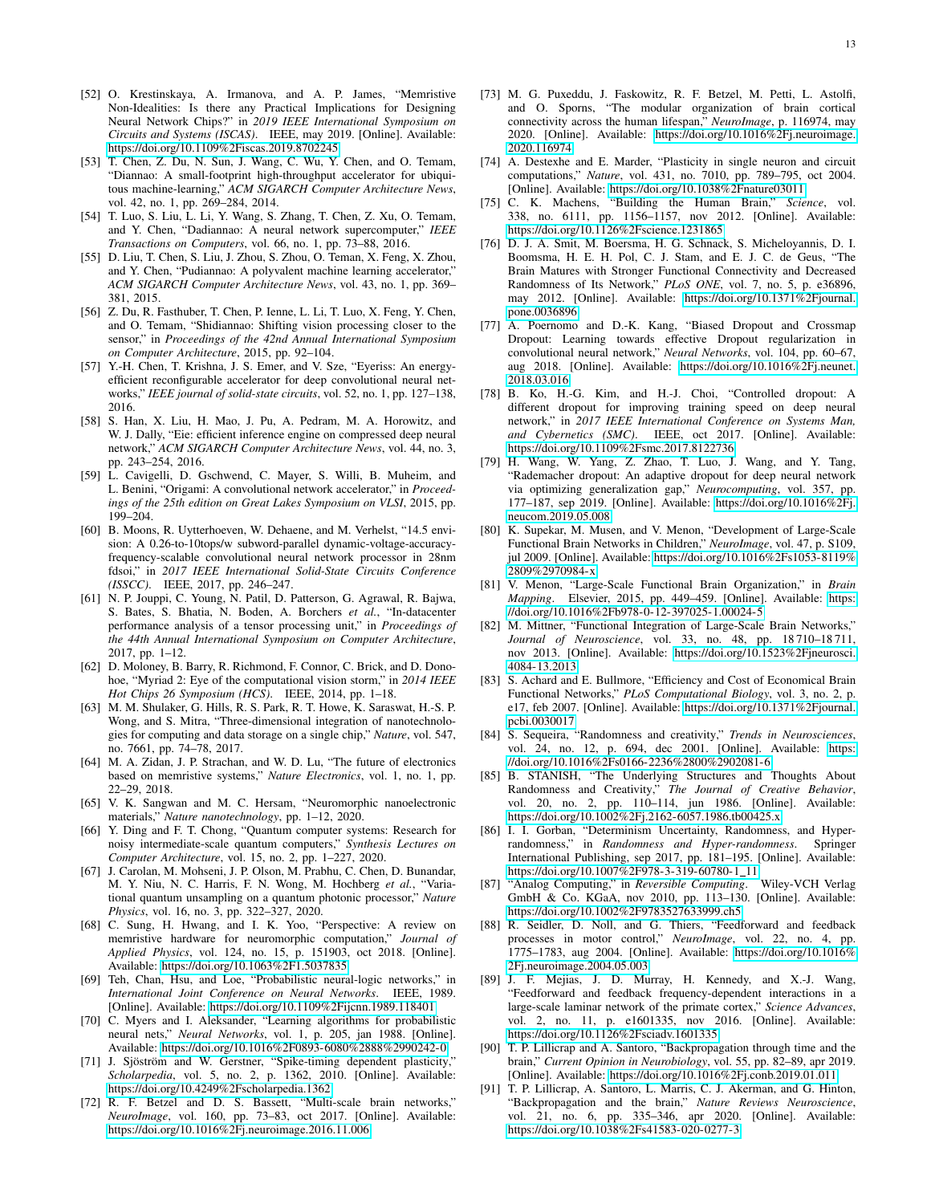[52] O. Krestinskaya, A. Irmanova, and A. P. James, "Memristive Non-Idealities: Is there any Practical Implications for Designing Neural Network Chips?" in *2019 IEEE International Symposium on Circuits and Systems (ISCAS)*. IEEE, may 2019. [Online]. Available: https://doi.org/10.1109%2Fiscas.2019.8702245

[53] T. Chen, Z. Du, N. Sun, J. Wang, C. Wu, Y. Chen, and O. Temam, "Diannao: A small-footprint high-throughput accelerator for ubiquitous machine-learning," *ACM SIGARCH Computer Architecture News*, vol. 42, no. 1, pp. 269–284, 2014.

[54] T. Luo, S. Liu, L. Li, Y. Wang, S. Zhang, T. Chen, Z. Xu, O. Temam, and Y. Chen, "Dadiannao: A neural network supercomputer," *IEEE Transactions on Computers*, vol. 66, no. 1, pp. 73–88, 2016.

[55] D. Liu, T. Chen, S. Liu, J. Zhou, S. Zhou, O. Teman, X. Feng, X. Zhou, and Y. Chen, "Pudiannao: A polyvalent machine learning accelerator," *ACM SIGARCH Computer Architecture News*, vol. 43, no. 1, pp. 369–381, 2015.

[56] Z. Du, R. Fasthuber, T. Chen, P. Ienne, L. Li, T. Luo, X. Feng, Y. Chen, and O. Temam, "Shidiannao: Shifting vision processing closer to the sensor," in *Proceedings of the 42nd Annual International Symposium on Computer Architecture*, 2015, pp. 92–104.

[57] Y.-H. Chen, T. Krishna, J. S. Emer, and V. Sze, "Eyeriss: An energy-efficient reconfigurable accelerator for deep convolutional neural networks," *IEEE journal of solid-state circuits*, vol. 52, no. 1, pp. 127–138, 2016.

[58] S. Han, X. Liu, H. Mao, J. Pu, A. Pedram, M. A. Horowitz, and W. J. Dally, "Eie: efficient inference engine on compressed deep neural network," *ACM SIGARCH Computer Architecture News*, vol. 44, no. 3, pp. 243–254, 2016.

[59] L. Cavigelli, D. Gschwend, C. Mayer, S. Willi, B. Muheim, and L. Benini, "Origami: A convolutional network accelerator," in *Proceedings of the 25th edition on Great Lakes Symposium on VLSI*, 2015, pp. 199–204.

[60] B. Moons, R. Uytterhoeven, W. Dehaene, and M. Verhelst, "14.5 envision: A 0.26-to-10tops/w subword-parallel dynamic-voltage-accuracy-frequency-scalable convolutional neural network processor in 28nm fdsoi," in *2017 IEEE International Solid-State Circuits Conference (ISSCC)*. IEEE, 2017, pp. 246–247.

[61] N. P. Jouppi, C. Young, N. Patil, D. Patterson, G. Agrawal, R. Bajwa, S. Bates, S. Bhatia, N. Boden, A. Borchers *et al.*, "In-datacenter performance analysis of a tensor processing unit," in *Proceedings of the 44th Annual International Symposium on Computer Architecture*, 2017, pp. 1–12.

[62] D. Moloney, B. Barry, R. Richmond, F. Connor, C. Brick, and D. Donohoe, "Myriad 2: Eye of the computational vision storm," in *2014 IEEE Hot Chips 26 Symposium (HCS)*. IEEE, 2014, pp. 1–18.

[63] M. M. Shulaker, G. Hills, R. S. Park, R. T. Howe, K. Saraswat, H.-S. P. Wong, and S. Mitra, "Three-dimensional integration of nanotechnologies for computing and data storage on a single chip," *Nature*, vol. 547, no. 7661, pp. 74–78, 2017.

[64] M. A. Zidan, J. P. Strachan, and W. D. Lu, "The future of electronics based on memristive systems," *Nature Electronics*, vol. 1, no. 1, pp. 22–29, 2018.

[65] V. K. Sangwan and M. C. Hersam, "Neuromorphic nanoelectronic materials," *Nature nanotechnology*, pp. 1–12, 2020.

[66] Y. Ding and F. T. Chong, "Quantum computer systems: Research for noisy intermediate-scale quantum computers," *Synthesis Lectures on Computer Architecture*, vol. 15, no. 2, pp. 1–227, 2020.

[67] J. Carolan, M. Mohseni, J. P. Olson, M. Prabhu, C. Chen, D. Bunandar, M. Y. Niu, N. C. Harris, F. N. Wong, M. Hochberg *et al.*, "Variational quantum unsampling on a quantum photonic processor," *Nature Physics*, vol. 16, no. 3, pp. 322–327, 2020.

[68] C. Sung, H. Hwang, and I. K. Yoo, "Perspective: A review on memristive hardware for neuromorphic computation," *Journal of Applied Physics*, vol. 124, no. 15, p. 151903, oct 2018. [Online]. Available: https://doi.org/10.1063%2F1.5037835

[69] Teh, Chan, Hsu, and Loe, "Probabilistic neural-logic networks," in *International Joint Conference on Neural Networks*. IEEE, 1989. [Online]. Available: https://doi.org/10.1109%2Fijcnn.1989.118401

[70] C. Myers and I. Aleksander, "Learning algorithms for probabilistic neural nets," *Neural Networks*, vol. 1, p. 205, jan 1988. [Online]. Available: https://doi.org/10.1016%2F0893-6080%2888%2990242-0

[71] J. Sjöström and W. Gerstner, "Spike-timing dependent plasticity," *Scholarpedia*, vol. 5, no. 2, p. 1362, 2010. [Online]. Available: https://doi.org/10.4249%2Fscholarpedia.1362

[72] R. F. Betzel and D. S. Bassett, "Multi-scale brain networks," *NeuroImage*, vol. 160, pp. 73–83, oct 2017. [Online]. Available: https://doi.org/10.1016%2Fj.neuroimage.2016.11.006

[73] M. G. Puxeddu, J. Faskowitz, R. F. Betzel, M. Petti, L. Astolfi, and O. Sporns, "The modular organization of brain cortical connectivity across the human lifespan," *NeuroImage*, p. 116974, may 2020. [Online]. Available: https://doi.org/10.1016%2Fj.neuroimage.2020.116974

[74] A. Destexhe and E. Marder, "Plasticity in single neuron and circuit computations," *Nature*, vol. 431, no. 7010, pp. 789–795, oct 2004. [Online]. Available: https://doi.org/10.1038%2Fnature03011

[75] C. K. Machens, "Building the Human Brain," *Science*, vol. 338, no. 6111, pp. 1156–1157, nov 2012. [Online]. Available: https://doi.org/10.1126%2Fscience.1231865

[76] D. J. A. Smit, M. Boersma, H. G. Schnack, S. Micheloyannis, D. I. Boomsma, H. E. H. Pol, C. J. Stam, and E. J. C. de Geus, "The Brain Matures with Stronger Functional Connectivity and Decreased Randomness of Its Network," *PLoS ONE*, vol. 7, no. 5, p. e36896, may 2012. [Online]. Available: https://doi.org/10.1371%2Fjournal.pone.0036896

[77] A. Poernomo and D.-K. Kang, "Biased Dropout and Crossmap Dropout: Learning towards effective Dropout regularization in convolutional neural network," *Neural Networks*, vol. 104, pp. 60–67, aug 2018. [Online]. Available: https://doi.org/10.1016%2Fj.neunet.2018.03.016

[78] B. Ko, H.-G. Kim, and H.-J. Choi, "Controlled dropout: A different dropout for improving training speed on deep neural network," in *2017 IEEE International Conference on Systems Man, and Cybernetics (SMC)*. IEEE, oct 2017. [Online]. Available: https://doi.org/10.1109%2Fsmc.2017.8122736

[79] H. Wang, W. Yang, Z. Zhao, T. Luo, J. Wang, and Y. Tang, "Rademacher dropout: An adaptive dropout for deep neural network via optimizing generalization gap," *Neurocomputing*, vol. 357, pp. 177–187, sep 2019. [Online]. Available: https://doi.org/10.1016%2Fj.neucom.2019.05.008

[80] K. Supekar, M. Musen, and V. Menon, "Development of Large-Scale Functional Brain Networks in Children," *NeuroImage*, vol. 47, p. S109, jul 2009. [Online]. Available: https://doi.org/10.1016%2Fs1053-8119%2809%2970984-x

[81] V. Menon, "Large-Scale Functional Brain Organization," in *Brain Mapping*. Elsevier, 2015, pp. 449–459. [Online]. Available: https://doi.org/10.1016%2Fb978-0-12-397025-1.00024-5

[82] M. Mittner, "Functional Integration of Large-Scale Brain Networks," *Journal of Neuroscience*, vol. 33, no. 48, pp. 18 710–18 711, nov 2013. [Online]. Available: https://doi.org/10.1523%2Fjneurosci.4084-13.2013

[83] S. Achard and E. Bullmore, "Efficiency and Cost of Economical Brain Functional Networks," *PLoS Computational Biology*, vol. 3, no. 2, p. e17, feb 2007. [Online]. Available: https://doi.org/10.1371%2Fjournal.pcbi.0030017

[84] S. Sequeira, "Randomness and creativity," *Trends in Neurosciences*, vol. 24, no. 12, p. 694, dec 2001. [Online]. Available: https://doi.org/10.1016%2Fs0166-2236%2800%2902081-6

[85] B. STANISH, "The Underlying Structures and Thoughts About Randomness and Creativity," *The Journal of Creative Behavior*, vol. 20, no. 2, pp. 110–114, jun 1986. [Online]. Available: https://doi.org/10.1002%2Fj.2162-6057.1986.tb00425.x

[86] I. I. Gorban, "Determinism Uncertainty, Randomness, and Hyper-randomness," in *Randomness and Hyper-randomness*. Springer International Publishing, sep 2017, pp. 181–195. [Online]. Available: https://doi.org/10.1007%2F978-3-319-60780-1_11

[87] "Analog Computing," in *Reversible Computing*. Wiley-VCH Verlag GmbH & Co. KGaA, nov 2010, pp. 113–130. [Online]. Available: https://doi.org/10.1002%2F9783527633999.ch5

[88] R. Seidler, D. Noll, and G. Thiers, "Feedforward and feedback processes in motor control," *NeuroImage*, vol. 22, no. 4, pp. 1775–1783, aug 2004. [Online]. Available: https://doi.org/10.1016%2Fj.neuroimage.2004.05.003

[89] J. F. Mejias, J. D. Murray, H. Kennedy, and X.-J. Wang, "Feedforward and feedback frequency-dependent interactions in a large-scale laminar network of the primate cortex," *Science Advances*, vol. 2, no. 11, p. e1601335, nov 2016. [Online]. Available: https://doi.org/10.1126%2Fsciadv.1601335

[90] T. P. Lillicrap and A. Santoro, "Backpropagation through time and the brain," *Current Opinion in Neurobiology*, vol. 55, pp. 82–89, apr 2019. [Online]. Available: https://doi.org/10.1016%2Fj.conb.2019.01.011

[91] T. P. Lillicrap, A. Santoro, L. Marris, C. J. Akerman, and G. Hinton, "Backpropagation and the brain," *Nature Reviews Neuroscience*, vol. 21, no. 6, pp. 335–346, apr 2020. [Online]. Available: https://doi.org/10.1038%2Fs41583-020-0277-3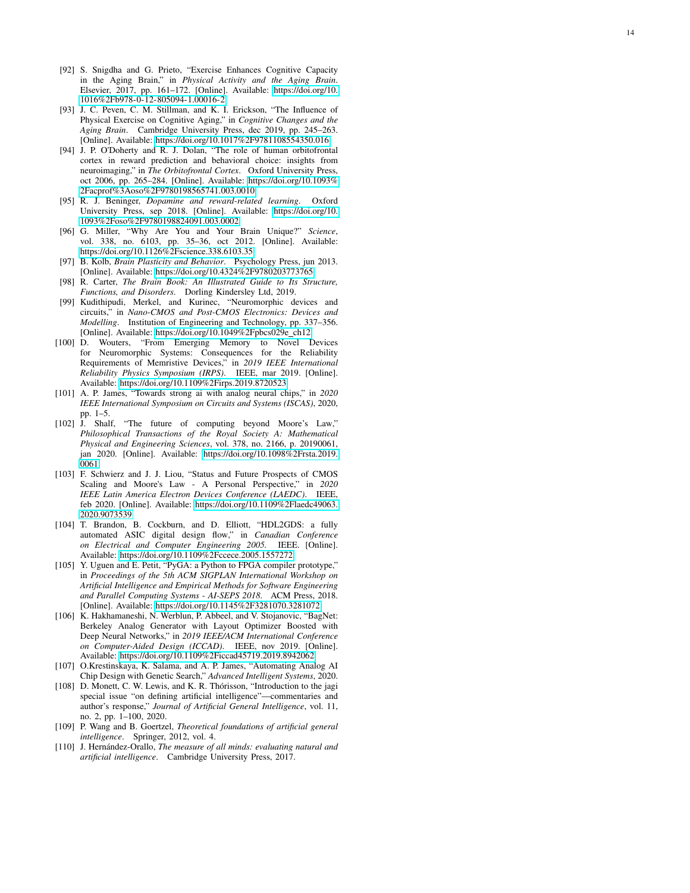[92] S. Snigdha and G. Prieto, "Exercise Enhances Cognitive Capacity in the Aging Brain," in *Physical Activity and the Aging Brain*. Elsevier, 2017, pp. 161–172. [Online]. Available: https://doi.org/10.1016%2Fb978-0-12-805094-1.00016-2

[93] J. C. Peven, C. M. Stillman, and K. I. Erickson, "The Influence of Physical Exercise on Cognitive Aging," in *Cognitive Changes and the Aging Brain*. Cambridge University Press, dec 2019, pp. 245–263. [Online]. Available: https://doi.org/10.1017%2F9781108554350.016

[94] J. P. O'Doherty and R. J. Dolan, "The role of human orbitofrontal cortex in reward prediction and behavioral choice: insights from neuroimaging," in *The Orbitofrontal Cortex*. Oxford University Press, oct 2006, pp. 265–284. [Online]. Available: https://doi.org/10.1093%2Facprof%3Aoso%2F9780198565741.003.0010

[95] R. J. Beninger, *Dopamine and reward-related learning*. Oxford University Press, sep 2018. [Online]. Available: https://doi.org/10.1093%2Foso%2F9780198824091.003.0002

[96] G. Miller, "Why Are You and Your Brain Unique?" *Science*, vol. 338, no. 6103, pp. 35–36, oct 2012. [Online]. Available: https://doi.org/10.1126%2Fscience.338.6103.35

[97] B. Kolb, *Brain Plasticity and Behavior*. Psychology Press, jun 2013. [Online]. Available: https://doi.org/10.4324%2F9780203773765

[98] R. Carter, *The Brain Book: An Illustrated Guide to Its Structure, Functions, and Disorders*. Dorling Kindersley Ltd, 2019.

[99] Kudithipudi, Merkel, and Kurinec, "Neuromorphic devices and circuits," in *Nano-CMOS and Post-CMOS Electronics: Devices and Modelling*. Institution of Engineering and Technology, pp. 337–356. [Online]. Available: https://doi.org/10.1049%2Fpbcs029e_ch12

[100] D. Wouters, "From Emerging Memory to Novel Devices for Neuromorphic Systems: Consequences for the Reliability Requirements of Memristive Devices," in *2019 IEEE International Reliability Physics Symposium (IRPS)*. IEEE, mar 2019. [Online]. Available: https://doi.org/10.1109%2Firps.2019.8720523

[101] A. P. James, "Towards strong ai with analog neural chips," in *2020 IEEE International Symposium on Circuits and Systems (ISCAS)*, 2020, pp. 1–5.

[102] J. Shalf, "The future of computing beyond Moore's Law," *Philosophical Transactions of the Royal Society A: Mathematical Physical and Engineering Sciences*, vol. 378, no. 2166, p. 20190061, jan 2020. [Online]. Available: https://doi.org/10.1098%2Frsta.2019.0061

[103] F. Schwierz and J. J. Liou, "Status and Future Prospects of CMOS Scaling and Moore's Law - A Personal Perspective," in *2020 IEEE Latin America Electron Devices Conference (LAEDC)*. IEEE, feb 2020. [Online]. Available: https://doi.org/10.1109%2Flaedc49063.2020.9073539

[104] T. Brandon, B. Cockburn, and D. Elliott, "HDL2GDS: a fully automated ASIC digital design flow," in *Canadian Conference on Electrical and Computer Engineering 2005.* IEEE. [Online]. Available: https://doi.org/10.1109%2Fccece.2005.1557272

[105] Y. Uguen and E. Petit, "PyGA: a Python to FPGA compiler prototype," in *Proceedings of the 5th ACM SIGPLAN International Workshop on Artificial Intelligence and Empirical Methods for Software Engineering and Parallel Computing Systems - AI-SEPS 2018*. ACM Press, 2018. [Online]. Available: https://doi.org/10.1145%2F3281070.3281072

[106] K. Hakhamaneshi, N. Werblun, P. Abbeel, and V. Stojanovic, "BagNet: Berkeley Analog Generator with Layout Optimizer Boosted with Deep Neural Networks," in *2019 IEEE/ACM International Conference on Computer-Aided Design (ICCAD)*. IEEE, nov 2019. [Online]. Available: https://doi.org/10.1109%2Ficcad45719.2019.8942062

[107] O.Krestinskaya, K. Salama, and A. P. James, "Automating Analog AI Chip Design with Genetic Search," *Advanced Intelligent Systems*, 2020.

[108] D. Monett, C. W. Lewis, and K. R. Thórisson, "Introduction to the jagi special issue "on defining artificial intelligence"—commentaries and author's response," *Journal of Artificial General Intelligence*, vol. 11, no. 2, pp. 1–100, 2020.

[109] P. Wang and B. Goertzel, *Theoretical foundations of artificial general intelligence*. Springer, 2012, vol. 4.

[110] J. Hernández-Orallo, *The measure of all minds: evaluating natural and artificial intelligence*. Cambridge University Press, 2017.